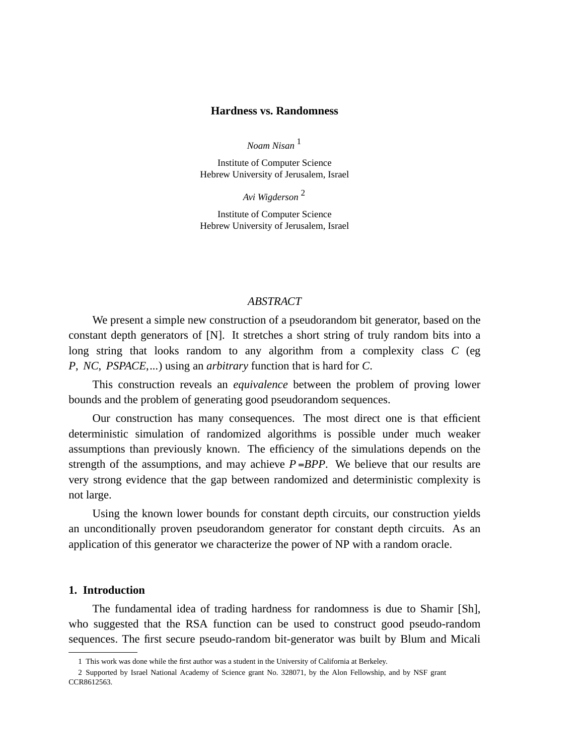# Hardness vs. Randomness

*Noam Nisan* [1]

Institute of Computer Science
Hebrew University of Jerusalem, Israel

*Avi Wigderson* [2]

Institute of Computer Science
Hebrew University of Jerusalem, Israel

*ABSTRACT*

We present a simple new construction of a pseudorandom bit generator, based on the constant depth generators of [N]. It stretches a short string of truly random bits into a long string that looks random to any algorithm from a complexity class $C$ (eg $P$, $NC$, $PSPACE$,...) using an *arbitrary* function that is hard for $C$.

This construction reveals an *equivalence* between the problem of proving lower bounds and the problem of generating good pseudorandom sequences.

Our construction has many consequences. The most direct one is that efficient deterministic simulation of randomized algorithms is possible under much weaker assumptions than previously known. The efficiency of the simulations depends on the strength of the assumptions, and may achieve $P = BPP$. We believe that our results are very strong evidence that the gap between randomized and deterministic complexity is not large.

Using the known lower bounds for constant depth circuits, our construction yields an unconditionally proven pseudorandom generator for constant depth circuits. As an application of this generator we characterize the power of NP with a random oracle.

## 1. Introduction

The fundamental idea of trading hardness for randomness is due to Shamir [Sh], who suggested that the RSA function can be used to construct good pseudo-random sequences. The first secure pseudo-random bit-generator was built by Blum and Micali

---

1 This work was done while the first author was a student in the University of California at Berkeley.

2 Supported by Israel National Academy of Science grant No. 328071, by the Alon Fellowship, and by NSF grant CCR8612563.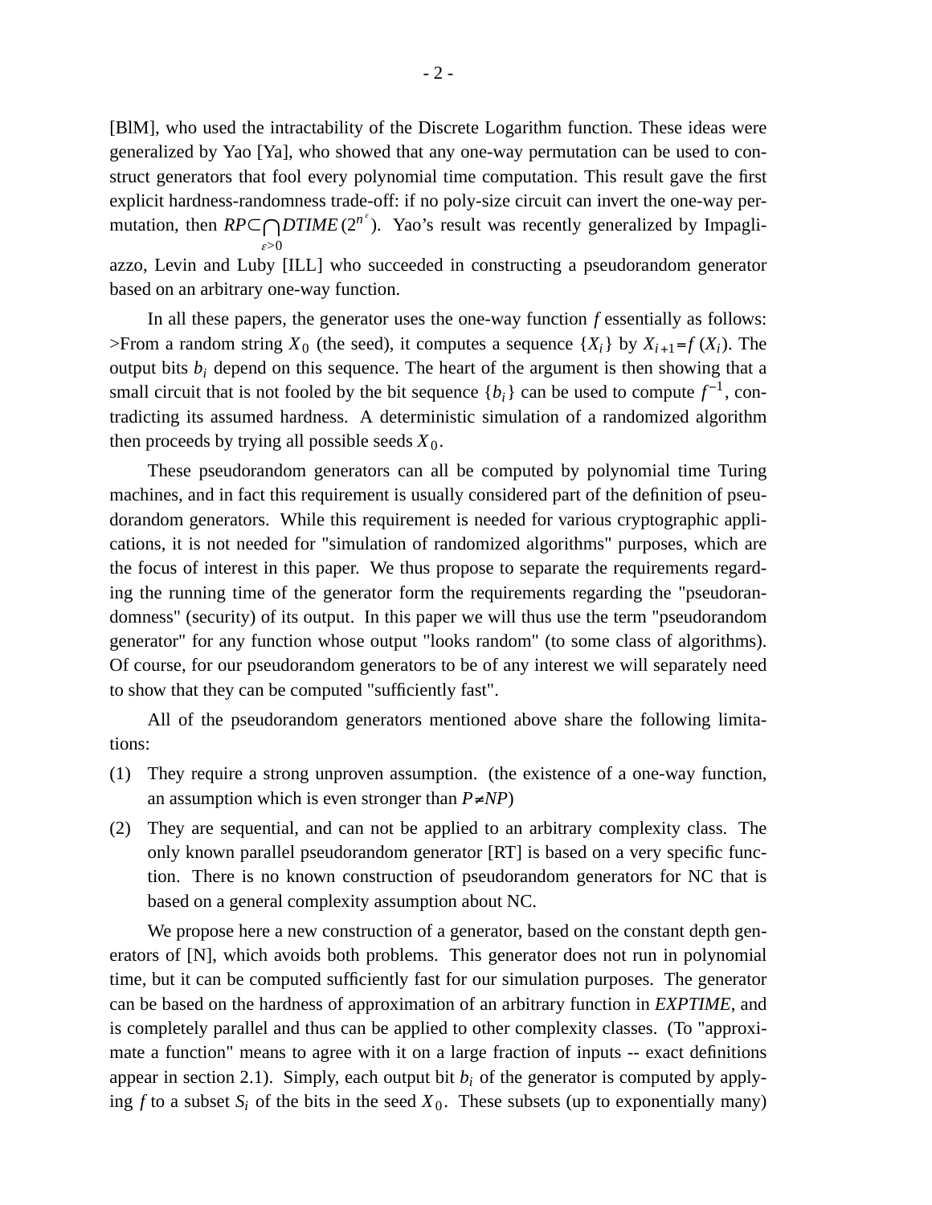[BlM], who used the intractability of the Discrete Logarithm function. These ideas were generalized by Yao [Ya], who showed that any one-way permutation can be used to construct generators that fool every polynomial time computation. This result gave the first explicit hardness-randomness trade-off: if no poly-size circuit can invert the one-way permutation, then $RP \subset \bigcap_{\varepsilon>0} DTIME(2^{n^{\varepsilon}})$. Yao's result was recently generalized by Impagliazzo, Levin and Luby [ILL] who succeeded in constructing a pseudorandom generator based on an arbitrary one-way function.

In all these papers, the generator uses the one-way function $f$ essentially as follows: >From a random string $X_0$ (the seed), it computes a sequence $\{X_i\}$ by $X_{i+1}=f(X_i)$. The output bits $b_i$ depend on this sequence. The heart of the argument is then showing that a small circuit that is not fooled by the bit sequence $\{b_i\}$ can be used to compute $f^{-1}$, contradicting its assumed hardness. A deterministic simulation of a randomized algorithm then proceeds by trying all possible seeds $X_0$.

These pseudorandom generators can all be computed by polynomial time Turing machines, and in fact this requirement is usually considered part of the definition of pseudorandom generators. While this requirement is needed for various cryptographic applications, it is not needed for "simulation of randomized algorithms" purposes, which are the focus of interest in this paper. We thus propose to separate the requirements regarding the running time of the generator form the requirements regarding the "pseudorandomness" (security) of its output. In this paper we will thus use the term "pseudorandom generator" for any function whose output "looks random" (to some class of algorithms). Of course, for our pseudorandom generators to be of any interest we will separately need to show that they can be computed "sufficiently fast".

All of the pseudorandom generators mentioned above share the following limitations:

(1) They require a strong unproven assumption. (the existence of a one-way function, an assumption which is even stronger than $P \neq NP$)

(2) They are sequential, and can not be applied to an arbitrary complexity class. The only known parallel pseudorandom generator [RT] is based on a very specific function. There is no known construction of pseudorandom generators for NC that is based on a general complexity assumption about NC.

We propose here a new construction of a generator, based on the constant depth generators of [N], which avoids both problems. This generator does not run in polynomial time, but it can be computed sufficiently fast for our simulation purposes. The generator can be based on the hardness of approximation of an arbitrary function in *EXPTIME*, and is completely parallel and thus can be applied to other complexity classes. (To "approximate a function" means to agree with it on a large fraction of inputs -- exact definitions appear in section 2.1). Simply, each output bit $b_i$ of the generator is computed by applying $f$ to a subset $S_i$ of the bits in the seed $X_0$. These subsets (up to exponentially many)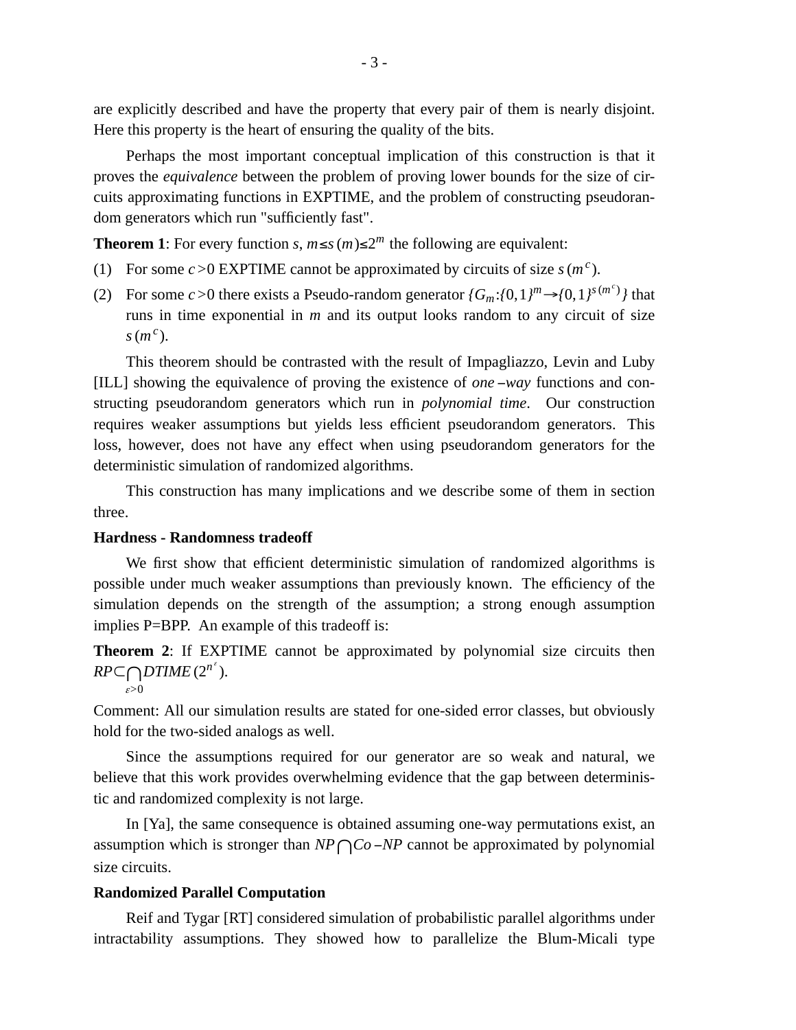are explicitly described and have the property that every pair of them is nearly disjoint. Here this property is the heart of ensuring the quality of the bits.

Perhaps the most important conceptual implication of this construction is that it proves the *equivalence* between the problem of proving lower bounds for the size of circuits approximating functions in EXPTIME, and the problem of constructing pseudorandom generators which run "sufficiently fast".

**Theorem 1**: For every function $s$, $m \le s(m) \le 2^m$ the following are equivalent:

(1) For some $c > 0$ EXPTIME cannot be approximated by circuits of size $s(m^c)$.

(2) For some $c > 0$ there exists a Pseudo-random generator $\{G_m : \{0,1\}^m \rightarrow \{0,1\}^{s(m^c)}\}$ that runs in time exponential in $m$ and its output looks random to any circuit of size $s(m^c)$.

This theorem should be contrasted with the result of Impagliazzo, Levin and Luby [ILL] showing the equivalence of proving the existence of *one-way* functions and constructing pseudorandom generators which run in *polynomial time*. Our construction requires weaker assumptions but yields less efficient pseudorandom generators. This loss, however, does not have any effect when using pseudorandom generators for the deterministic simulation of randomized algorithms.

This construction has many implications and we describe some of them in section three.

**Hardness - Randomness tradeoff**

We first show that efficient deterministic simulation of randomized algorithms is possible under much weaker assumptions than previously known. The efficiency of the simulation depends on the strength of the assumption; a strong enough assumption implies P=BPP. An example of this tradeoff is:

**Theorem 2**: If EXPTIME cannot be approximated by polynomial size circuits then $RP \subset \bigcap_{\varepsilon > 0} DTIME(2^{n^{\varepsilon}})$.

Comment: All our simulation results are stated for one-sided error classes, but obviously hold for the two-sided analogs as well.

Since the assumptions required for our generator are so weak and natural, we believe that this work provides overwhelming evidence that the gap between deterministic and randomized complexity is not large.

In [Ya], the same consequence is obtained assuming one-way permutations exist, an assumption which is stronger than $NP \bigcap Co\text{-}NP$ cannot be approximated by polynomial size circuits.

**Randomized Parallel Computation**

Reif and Tygar [RT] considered simulation of probabilistic parallel algorithms under intractability assumptions. They showed how to parallelize the Blum-Micali type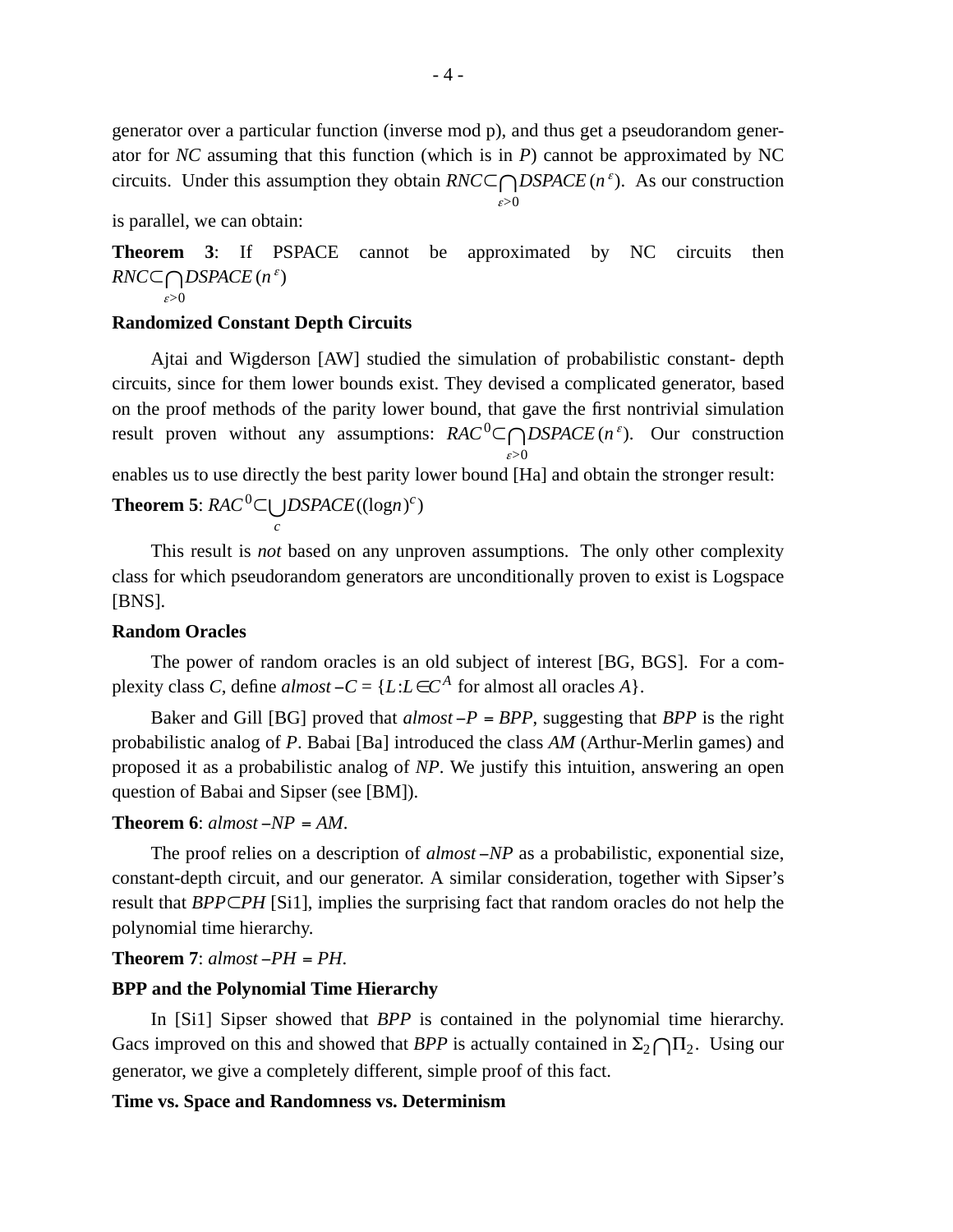generator over a particular function (inverse mod p), and thus get a pseudorandom generator for *NC* assuming that this function (which is in *P*) cannot be approximated by NC circuits. Under this assumption they obtain $RNC \subset \bigcap_{\varepsilon > 0} DSPACE(n^{\varepsilon})$. As our construction is parallel, we can obtain:

**Theorem 3**: If PSPACE cannot be approximated by NC circuits then $RNC \subset \bigcap_{\varepsilon > 0} DSPACE(n^{\varepsilon})$

**Randomized Constant Depth Circuits**

Ajtai and Wigderson [AW] studied the simulation of probabilistic constant- depth circuits, since for them lower bounds exist. They devised a complicated generator, based on the proof methods of the parity lower bound, that gave the first nontrivial simulation result proven without any assumptions: $RAC^0 \subset \bigcap_{\varepsilon > 0} DSPACE(n^{\varepsilon})$. Our construction enables us to use directly the best parity lower bound [Ha] and obtain the stronger result:

**Theorem 5**: $RAC^0 \subset \bigcup_{c} DSPACE((\log n)^c)$

This result is *not* based on any unproven assumptions. The only other complexity class for which pseudorandom generators are unconditionally proven to exist is Logspace [BNS].

**Random Oracles**

The power of random oracles is an old subject of interest [BG, BGS]. For a complexity class *C*, define $almost{-}C = \{L : L \in C^A$ for almost all oracles $A\}$.

Baker and Gill [BG] proved that $almost{-}P = BPP$, suggesting that *BPP* is the right probabilistic analog of *P*. Babai [Ba] introduced the class *AM* (Arthur-Merlin games) and proposed it as a probabilistic analog of *NP*. We justify this intuition, answering an open question of Babai and Sipser (see [BM]).

**Theorem 6**: $almost{-}NP = AM$.

The proof relies on a description of $almost{-}NP$ as a probabilistic, exponential size, constant-depth circuit, and our generator. A similar consideration, together with Sipser's result that $BPP \subset PH$ [Si1], implies the surprising fact that random oracles do not help the polynomial time hierarchy.

**Theorem 7**: $almost{-}PH = PH$.

**BPP and the Polynomial Time Hierarchy**

In [Si1] Sipser showed that *BPP* is contained in the polynomial time hierarchy. Gacs improved on this and showed that *BPP* is actually contained in $\Sigma_2 \bigcap \Pi_2$. Using our generator, we give a completely different, simple proof of this fact.

**Time vs. Space and Randomness vs. Determinism**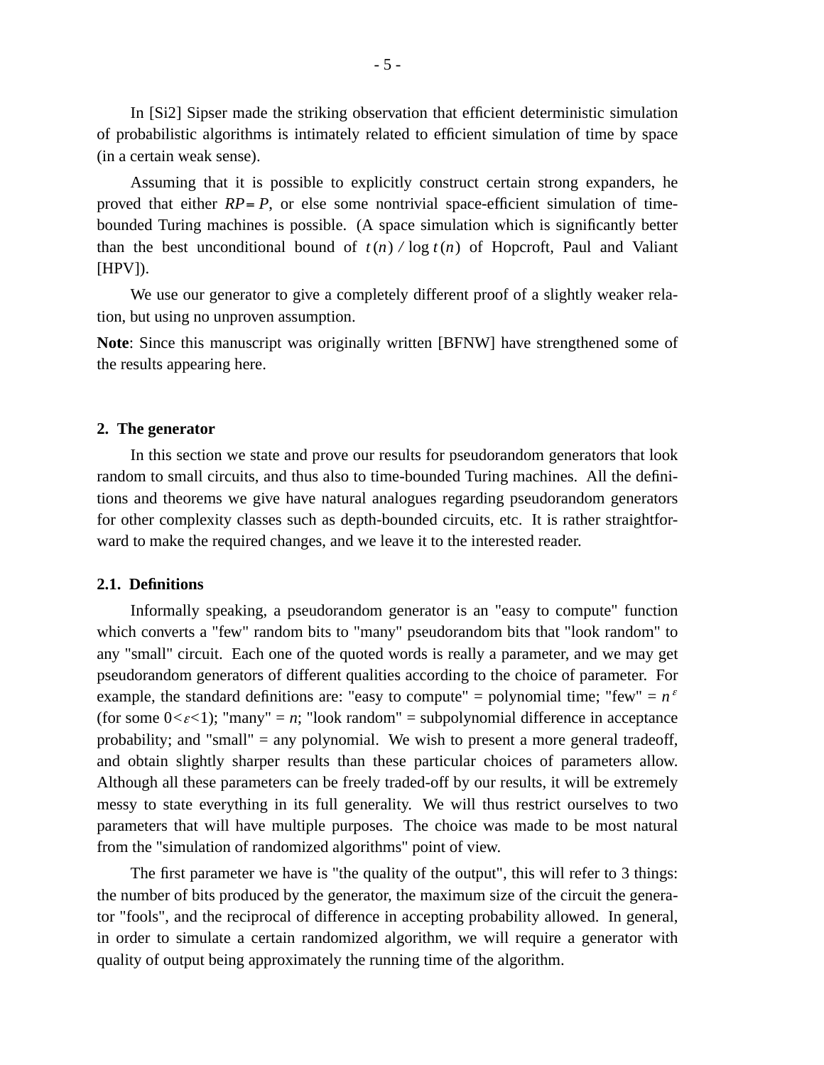In [Si2] Sipser made the striking observation that efficient deterministic simulation of probabilistic algorithms is intimately related to efficient simulation of time by space (in a certain weak sense).

Assuming that it is possible to explicitly construct certain strong expanders, he proved that either $RP = P$, or else some nontrivial space-efficient simulation of time-bounded Turing machines is possible. (A space simulation which is significantly better than the best unconditional bound of $t(n) / \log t(n)$ of Hopcroft, Paul and Valiant [HPV]).

We use our generator to give a completely different proof of a slightly weaker relation, but using no unproven assumption.

**Note**: Since this manuscript was originally written [BFNW] have strengthened some of the results appearing here.

## 2. The generator

In this section we state and prove our results for pseudorandom generators that look random to small circuits, and thus also to time-bounded Turing machines. All the definitions and theorems we give have natural analogues regarding pseudorandom generators for other complexity classes such as depth-bounded circuits, etc. It is rather straightforward to make the required changes, and we leave it to the interested reader.

### 2.1. Definitions

Informally speaking, a pseudorandom generator is an "easy to compute" function which converts a "few" random bits to "many" pseudorandom bits that "look random" to any "small" circuit. Each one of the quoted words is really a parameter, and we may get pseudorandom generators of different qualities according to the choice of parameter. For example, the standard definitions are: "easy to compute" = polynomial time; "few" = $n^{\varepsilon}$ (for some $0<\varepsilon<1$); "many" = $n$; "look random" = subpolynomial difference in acceptance probability; and "small" = any polynomial. We wish to present a more general tradeoff, and obtain slightly sharper results than these particular choices of parameters allow. Although all these parameters can be freely traded-off by our results, it will be extremely messy to state everything in its full generality. We will thus restrict ourselves to two parameters that will have multiple purposes. The choice was made to be most natural from the "simulation of randomized algorithms" point of view.

The first parameter we have is "the quality of the output", this will refer to 3 things: the number of bits produced by the generator, the maximum size of the circuit the generator "fools", and the reciprocal of difference in accepting probability allowed. In general, in order to simulate a certain randomized algorithm, we will require a generator with quality of output being approximately the running time of the algorithm.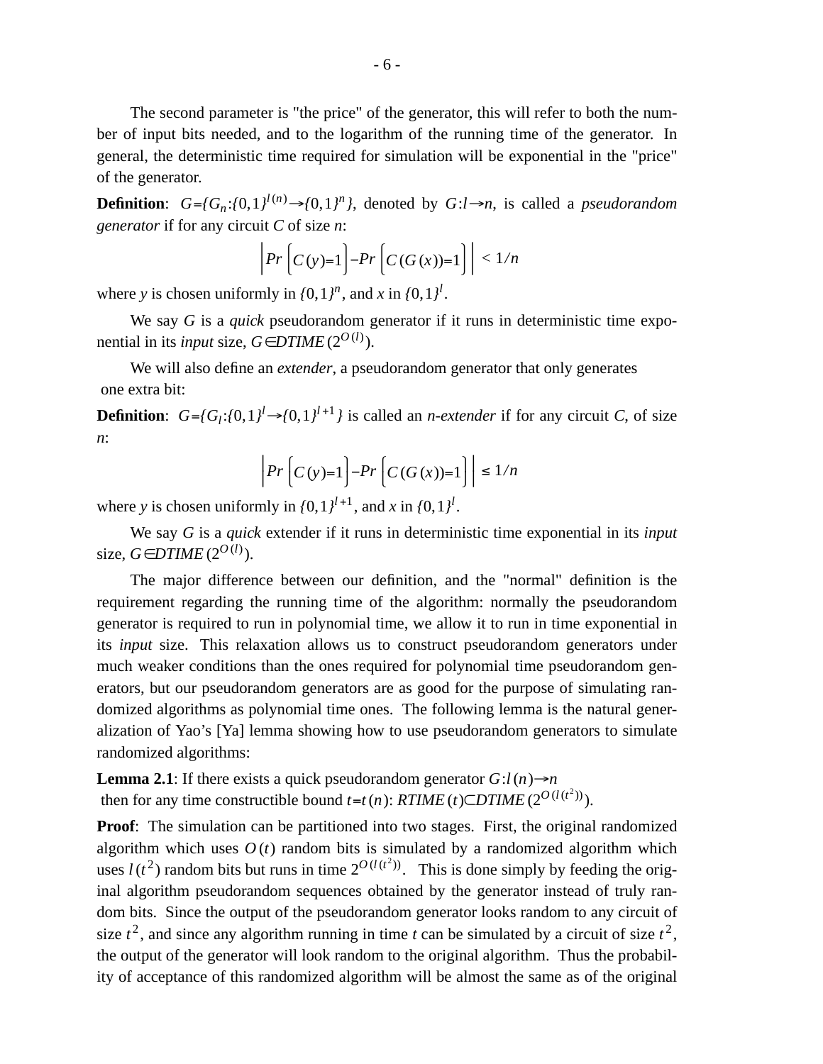The second parameter is "the price" of the generator, this will refer to both the number of input bits needed, and to the logarithm of the running time of the generator. In general, the deterministic time required for simulation will be exponential in the "price" of the generator.

**Definition**: $G = \{G_n : \{0,1\}^{l(n)} \to \{0,1\}^n\}$, denoted by $G: l \to n$, is called a *pseudorandom generator* if for any circuit $C$ of size $n$:

$$\left| Pr\left[C(y)=1\right] - Pr\left[C(G(x))=1\right] \right| < 1/n$$

where $y$ is chosen uniformly in $\{0,1\}^n$, and $x$ in $\{0,1\}^l$.

We say $G$ is a *quick* pseudorandom generator if it runs in deterministic time exponential in its *input* size, $G \in DTIME(2^{O(l)})$.

We will also define an *extender*, a pseudorandom generator that only generates one extra bit:

**Definition**: $G = \{G_l : \{0,1\}^l \to \{0,1\}^{l+1}\}$ is called an *n-extender* if for any circuit $C$, of size $n$:

$$\left| Pr\left[C(y)=1\right] - Pr\left[C(G(x))=1\right] \right| \leq 1/n$$

where $y$ is chosen uniformly in $\{0,1\}^{l+1}$, and $x$ in $\{0,1\}^l$.

We say $G$ is a *quick* extender if it runs in deterministic time exponential in its *input* size, $G \in DTIME(2^{O(l)})$.

The major difference between our definition, and the "normal" definition is the requirement regarding the running time of the algorithm: normally the pseudorandom generator is required to run in polynomial time, we allow it to run in time exponential in its *input* size. This relaxation allows us to construct pseudorandom generators under much weaker conditions than the ones required for polynomial time pseudorandom generators, but our pseudorandom generators are as good for the purpose of simulating randomized algorithms as polynomial time ones. The following lemma is the natural generalization of Yao's [Ya] lemma showing how to use pseudorandom generators to simulate randomized algorithms:

**Lemma 2.1**: If there exists a quick pseudorandom generator $G: l(n) \to n$ then for any time constructible bound $t = t(n)$: $RTIME(t) \subset DTIME(2^{O(l(t^2))})$.

**Proof**: The simulation can be partitioned into two stages. First, the original randomized algorithm which uses $O(t)$ random bits is simulated by a randomized algorithm which uses $l(t^2)$ random bits but runs in time $2^{O(l(t^2))}$. This is done simply by feeding the original algorithm pseudorandom sequences obtained by the generator instead of truly random bits. Since the output of the pseudorandom generator looks random to any circuit of size $t^2$, and since any algorithm running in time $t$ can be simulated by a circuit of size $t^2$, the output of the generator will look random to the original algorithm. Thus the probability of acceptance of this randomized algorithm will be almost the same as of the original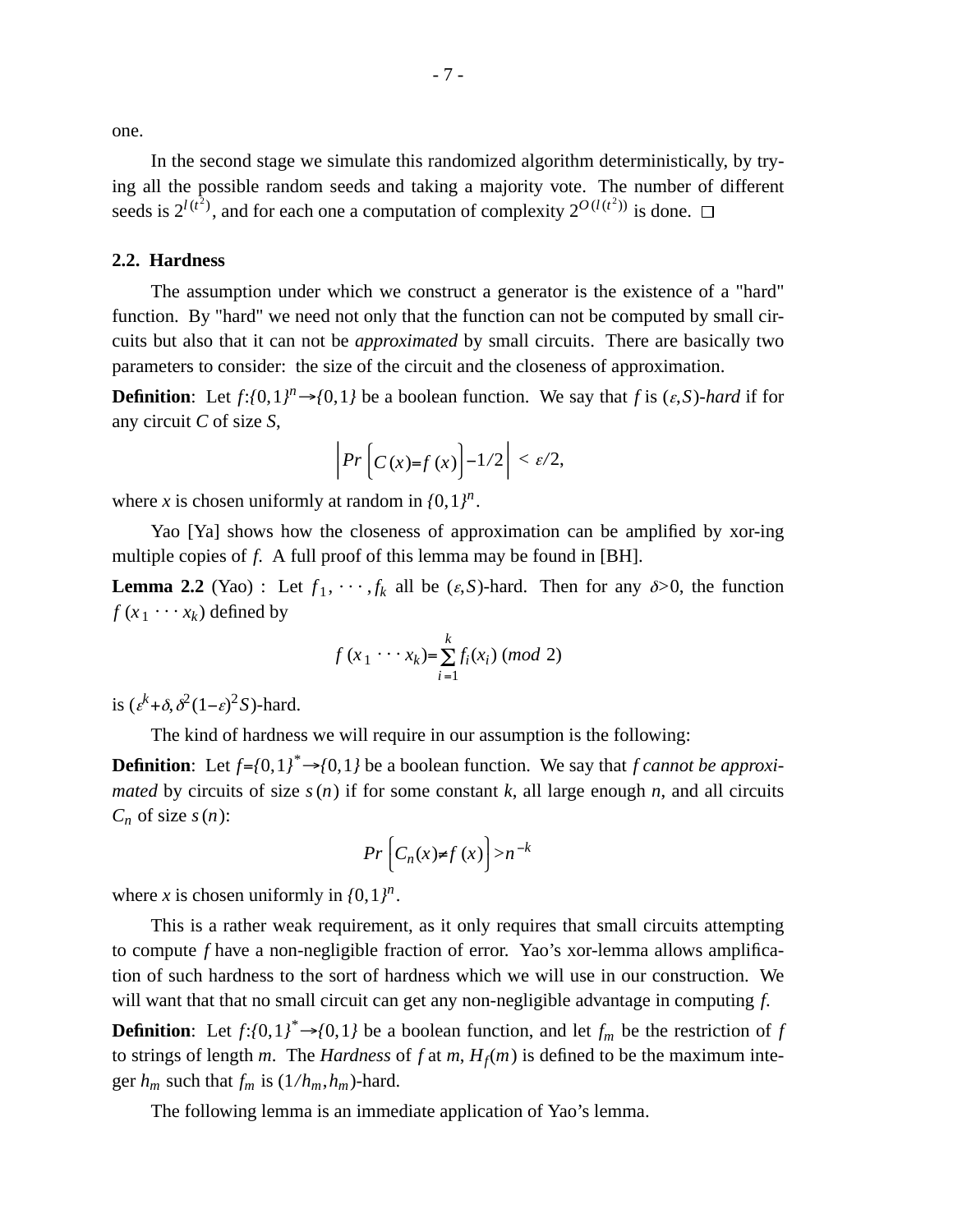one.

In the second stage we simulate this randomized algorithm deterministically, by trying all the possible random seeds and taking a majority vote. The number of different seeds is $2^{l(t^2)}$, and for each one a computation of complexity $2^{O(l(t^2))}$ is done. □

### 2.2. Hardness

The assumption under which we construct a generator is the existence of a "hard" function. By "hard" we need not only that the function can not be computed by small circuits but also that it can not be *approximated* by small circuits. There are basically two parameters to consider: the size of the circuit and the closeness of approximation.

**Definition**: Let $f:\{0,1\}^n \rightarrow \{0,1\}$ be a boolean function. We say that $f$ is $(\varepsilon,S)$-*hard* if for any circuit $C$ of size $S$,

$$\left| Pr\left[C(x)=f(x)\right] - 1/2 \right| < \varepsilon/2,$$

where $x$ is chosen uniformly at random in $\{0,1\}^n$.

Yao [Ya] shows how the closeness of approximation can be amplified by xor-ing multiple copies of $f$. A full proof of this lemma may be found in [BH].

**Lemma 2.2** (Yao) : Let $f_1, \cdots, f_k$ all be $(\varepsilon,S)$-hard. Then for any $\delta>0$, the function $f(x_1 \cdots x_k)$ defined by

$$f(x_1 \cdots x_k) = \sum_{i=1}^{k} f_i(x_i) \ (mod\ 2)$$

is $(\varepsilon^k+\delta, \delta^2(1-\varepsilon)^2 S)$-hard.

The kind of hardness we will require in our assumption is the following:

**Definition**: Let $f=\{0,1\}^* \rightarrow \{0,1\}$ be a boolean function. We say that $f$ *cannot be approximated* by circuits of size $s(n)$ if for some constant $k$, all large enough $n$, and all circuits $C_n$ of size $s(n)$:

$$Pr\left[C_n(x) \neq f(x)\right] > n^{-k}$$

where $x$ is chosen uniformly in $\{0,1\}^n$.

This is a rather weak requirement, as it only requires that small circuits attempting to compute $f$ have a non-negligible fraction of error. Yao's xor-lemma allows amplification of such hardness to the sort of hardness which we will use in our construction. We will want that that no small circuit can get any non-negligible advantage in computing $f$.

**Definition**: Let $f:\{0,1\}^* \rightarrow \{0,1\}$ be a boolean function, and let $f_m$ be the restriction of $f$ to strings of length $m$. The *Hardness* of $f$ at $m$, $H_f(m)$ is defined to be the maximum integer $h_m$ such that $f_m$ is $(1/h_m, h_m)$-hard.

The following lemma is an immediate application of Yao's lemma.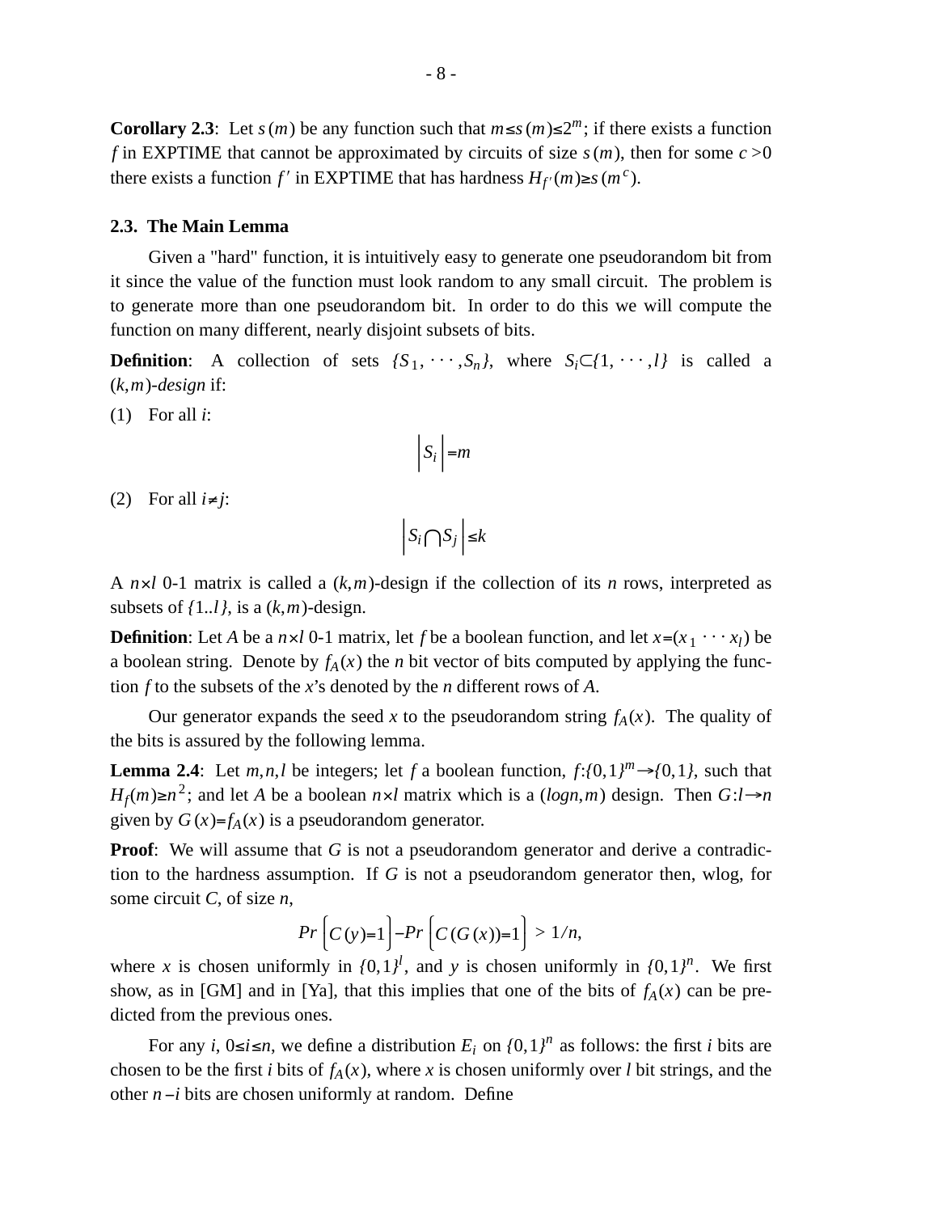**Corollary 2.3**: Let $s(m)$ be any function such that $m \le s(m) \le 2^m$; if there exists a function $f$ in EXPTIME that cannot be approximated by circuits of size $s(m)$, then for some $c>0$ there exists a function $f'$ in EXPTIME that has hardness $H_{f'}(m) \ge s(m^c)$.

## 2.3. The Main Lemma

Given a "hard" function, it is intuitively easy to generate one pseudorandom bit from it since the value of the function must look random to any small circuit. The problem is to generate more than one pseudorandom bit. In order to do this we will compute the function on many different, nearly disjoint subsets of bits.

**Definition**: A collection of sets $\{S_1, \cdots, S_n\}$, where $S_i \subset \{1, \cdots, l\}$ is called a $(k,m)$-*design* if:

(1) For all $i$:

$$\left| S_i \right| = m$$

(2) For all $i \ne j$:

$$\left| S_i \bigcap S_j \right| \le k$$

A $n \times l$ 0-1 matrix is called a $(k,m)$-design if the collection of its $n$ rows, interpreted as subsets of $\{1..l\}$, is a $(k,m)$-design.

**Definition**: Let $A$ be a $n \times l$ 0-1 matrix, let $f$ be a boolean function, and let $x=(x_1 \cdots x_l)$ be a boolean string. Denote by $f_A(x)$ the $n$ bit vector of bits computed by applying the function $f$ to the subsets of the $x$'s denoted by the $n$ different rows of $A$.

Our generator expands the seed $x$ to the pseudorandom string $f_A(x)$. The quality of the bits is assured by the following lemma.

**Lemma 2.4**: Let $m,n,l$ be integers; let $f$ a boolean function, $f:\{0,1\}^m \to \{0,1\}$, such that $H_f(m) \ge n^2$; and let $A$ be a boolean $n \times l$ matrix which is a $(\log n, m)$ design. Then $G: l \to n$ given by $G(x)=f_A(x)$ is a pseudorandom generator.

**Proof**: We will assume that $G$ is not a pseudorandom generator and derive a contradiction to the hardness assumption. If $G$ is not a pseudorandom generator then, wlog, for some circuit $C$, of size $n$,

$$Pr\left[C(y)=1\right] - Pr\left[C(G(x))=1\right] > 1/n,$$

where $x$ is chosen uniformly in $\{0,1\}^l$, and $y$ is chosen uniformly in $\{0,1\}^n$. We first show, as in [GM] and in [Ya], that this implies that one of the bits of $f_A(x)$ can be predicted from the previous ones.

For any $i$, $0 \le i \le n$, we define a distribution $E_i$ on $\{0,1\}^n$ as follows: the first $i$ bits are chosen to be the first $i$ bits of $f_A(x)$, where $x$ is chosen uniformly over $l$ bit strings, and the other $n-i$ bits are chosen uniformly at random. Define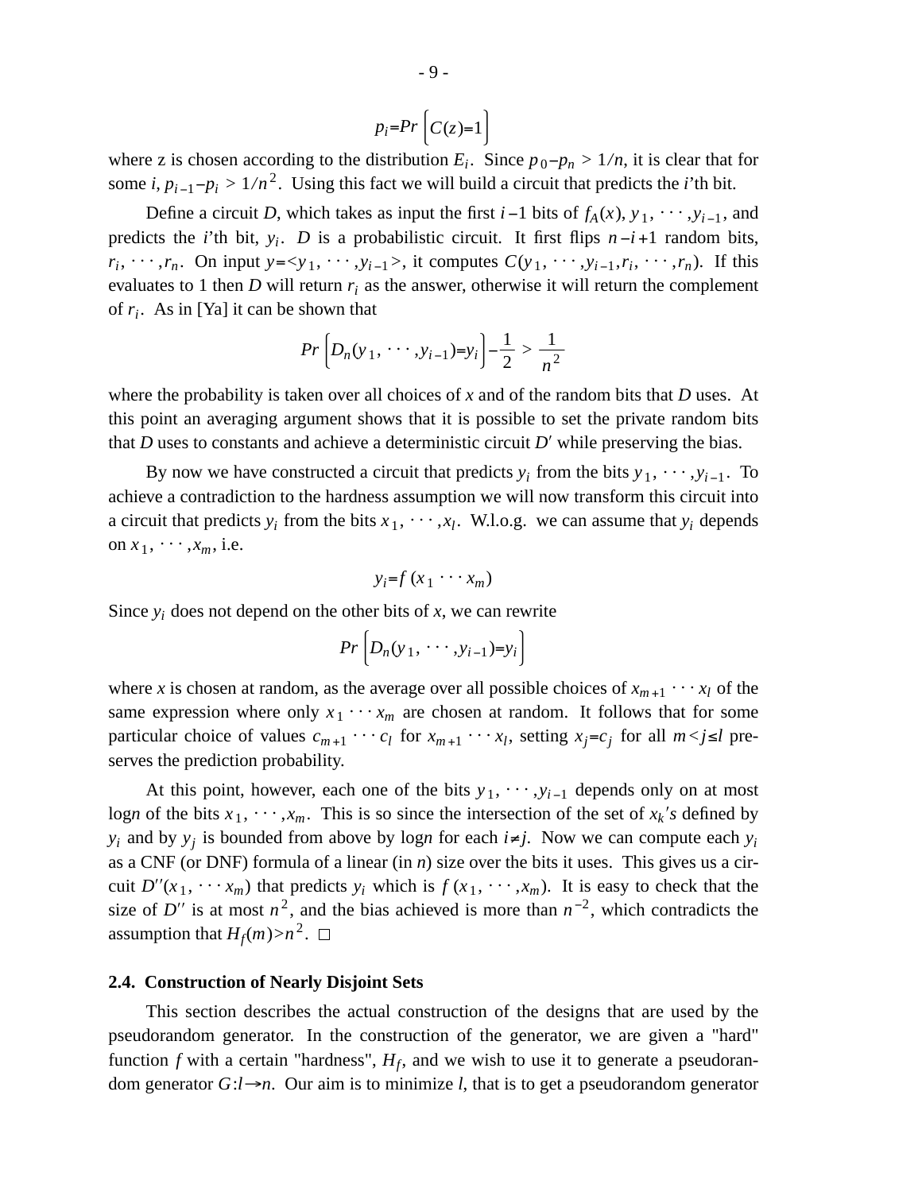$$p_i = Pr\left[C(z)=1\right]$$

where z is chosen according to the distribution $E_i$. Since $p_0 - p_n > 1/n$, it is clear that for some $i$, $p_{i-1} - p_i > 1/n^2$. Using this fact we will build a circuit that predicts the $i$'th bit.

Define a circuit $D$, which takes as input the first $i-1$ bits of $f_A(x)$, $y_1, \cdots, y_{i-1}$, and predicts the $i$'th bit, $y_i$. $D$ is a probabilistic circuit. It first flips $n-i+1$ random bits, $r_i, \cdots, r_n$. On input $y = <y_1, \cdots, y_{i-1}>$, it computes $C(y_1, \cdots, y_{i-1}, r_i, \cdots, r_n)$. If this evaluates to 1 then $D$ will return $r_i$ as the answer, otherwise it will return the complement of $r_i$. As in [Ya] it can be shown that

$$Pr\left[D_n(y_1, \cdots, y_{i-1}) = y_i\right] - \frac{1}{2} > \frac{1}{n^2}$$

where the probability is taken over all choices of $x$ and of the random bits that $D$ uses. At this point an averaging argument shows that it is possible to set the private random bits that $D$ uses to constants and achieve a deterministic circuit $D'$ while preserving the bias.

By now we have constructed a circuit that predicts $y_i$ from the bits $y_1, \cdots, y_{i-1}$. To achieve a contradiction to the hardness assumption we will now transform this circuit into a circuit that predicts $y_i$ from the bits $x_1, \cdots, x_l$. W.l.o.g. we can assume that $y_i$ depends on $x_1, \cdots, x_m$, i.e.

$$y_i = f(x_1 \cdots x_m)$$

Since $y_i$ does not depend on the other bits of $x$, we can rewrite

$$Pr\left[D_n(y_1, \cdots, y_{i-1}) = y_i\right]$$

where $x$ is chosen at random, as the average over all possible choices of $x_{m+1} \cdots x_l$ of the same expression where only $x_1 \cdots x_m$ are chosen at random. It follows that for some particular choice of values $c_{m+1} \cdots c_l$ for $x_{m+1} \cdots x_l$, setting $x_j = c_j$ for all $m < j \le l$ preserves the prediction probability.

At this point, however, each one of the bits $y_1, \cdots, y_{i-1}$ depends only on at most $\log n$ of the bits $x_1, \cdots, x_m$. This is so since the intersection of the set of $x_k$'s defined by $y_i$ and by $y_j$ is bounded from above by $\log n$ for each $i \ne j$. Now we can compute each $y_i$ as a CNF (or DNF) formula of a linear (in $n$) size over the bits it uses. This gives us a circuit $D''(x_1, \cdots x_m)$ that predicts $y_i$ which is $f(x_1, \cdots, x_m)$. It is easy to check that the size of $D''$ is at most $n^2$, and the bias achieved is more than $n^{-2}$, which contradicts the assumption that $H_f(m) > n^2$. □

## 2.4. Construction of Nearly Disjoint Sets

This section describes the actual construction of the designs that are used by the pseudorandom generator. In the construction of the generator, we are given a "hard" function $f$ with a certain "hardness", $H_f$, and we wish to use it to generate a pseudorandom generator $G: l \rightarrow n$. Our aim is to minimize $l$, that is to get a pseudorandom generator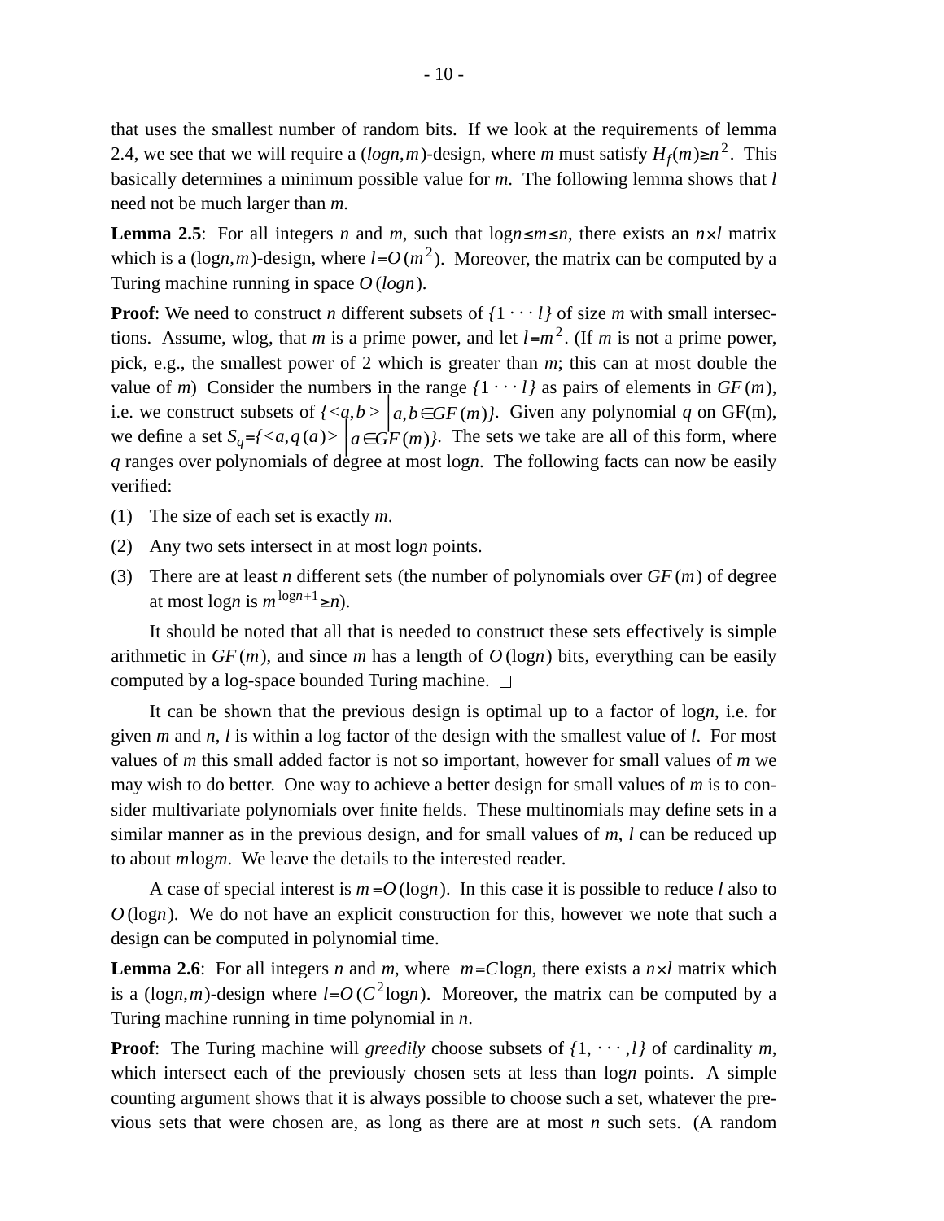that uses the smallest number of random bits. If we look at the requirements of lemma 2.4, we see that we will require a $(logn,m)$-design, where $m$ must satisfy $H_f(m) \geq n^2$. This basically determines a minimum possible value for $m$. The following lemma shows that $l$ need not be much larger than $m$.

**Lemma 2.5**: For all integers $n$ and $m$, such that $\log n \leq m \leq n$, there exists an $n \times l$ matrix which is a $(\log n, m)$-design, where $l = O(m^2)$. Moreover, the matrix can be computed by a Turing machine running in space $O(logn)$.

**Proof**: We need to construct $n$ different subsets of $\{1 \cdots l\}$ of size $m$ with small intersections. Assume, wlog, that $m$ is a prime power, and let $l = m^2$. (If $m$ is not a prime power, pick, e.g., the smallest power of 2 which is greater than $m$; this can at most double the value of $m$) Consider the numbers in the range $\{1 \cdots l\}$ as pairs of elements in $GF(m)$, i.e. we construct subsets of $\{<a,b> \mid a,b \in GF(m)\}$. Given any polynomial $q$ on GF(m), we define a set $S_q = \{<a,q(a)> \mid a \in GF(m)\}$. The sets we take are all of this form, where $q$ ranges over polynomials of degree at most log$n$. The following facts can now be easily verified:

(1) The size of each set is exactly $m$.

(2) Any two sets intersect in at most log$n$ points.

(3) There are at least $n$ different sets (the number of polynomials over $GF(m)$ of degree at most log$n$ is $m^{\log n + 1} \geq n$).

It should be noted that all that is needed to construct these sets effectively is simple arithmetic in $GF(m)$, and since $m$ has a length of $O(\log n)$ bits, everything can be easily computed by a log-space bounded Turing machine. □

It can be shown that the previous design is optimal up to a factor of log$n$, i.e. for given $m$ and $n$, $l$ is within a log factor of the design with the smallest value of $l$. For most values of $m$ this small added factor is not so important, however for small values of $m$ we may wish to do better. One way to achieve a better design for small values of $m$ is to consider multivariate polynomials over finite fields. These multinomials may define sets in a similar manner as in the previous design, and for small values of $m$, $l$ can be reduced up to about $m \log m$. We leave the details to the interested reader.

A case of special interest is $m = O(\log n)$. In this case it is possible to reduce $l$ also to $O(\log n)$. We do not have an explicit construction for this, however we note that such a design can be computed in polynomial time.

**Lemma 2.6**: For all integers $n$ and $m$, where $m = C \log n$, there exists a $n \times l$ matrix which is a $(\log n, m)$-design where $l = O(C^2 \log n)$. Moreover, the matrix can be computed by a Turing machine running in time polynomial in $n$.

**Proof**: The Turing machine will *greedily* choose subsets of $\{1, \cdots, l\}$ of cardinality $m$, which intersect each of the previously chosen sets at less than log$n$ points. A simple counting argument shows that it is always possible to choose such a set, whatever the previous sets that were chosen are, as long as there are at most $n$ such sets. (A random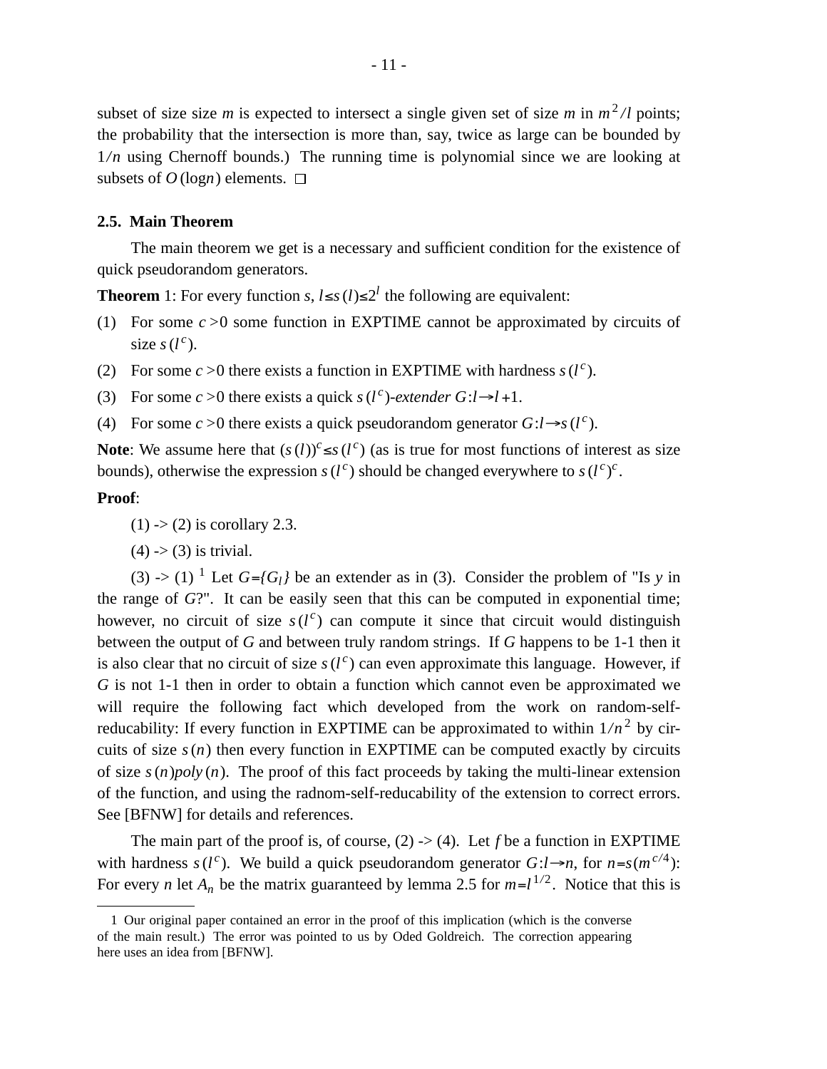subset of size size $m$ is expected to intersect a single given set of size $m$ in $m^2/l$ points; the probability that the intersection is more than, say, twice as large can be bounded by $1/n$ using Chernoff bounds.) The running time is polynomial since we are looking at subsets of $O(\log n)$ elements. □

## 2.5. Main Theorem

The main theorem we get is a necessary and sufficient condition for the existence of quick pseudorandom generators.

**Theorem** 1: For every function $s$, $l \le s(l) \le 2^l$ the following are equivalent:

(1) For some $c>0$ some function in EXPTIME cannot be approximated by circuits of size $s(l^c)$.

(2) For some $c>0$ there exists a function in EXPTIME with hardness $s(l^c)$.

(3) For some $c>0$ there exists a quick $s(l^c)$*-extender* $G:l \to l+1$.

(4) For some $c>0$ there exists a quick pseudorandom generator $G:l \to s(l^c)$.

**Note**: We assume here that $(s(l))^c \le s(l^c)$ (as is true for most functions of interest as size bounds), otherwise the expression $s(l^c)$ should be changed everywhere to $s(l^c)^c$.

**Proof**:

(1) -> (2) is corollary 2.3.

(4) -> (3) is trivial.

(3) -> (1) [1] Let $G=\{G_l\}$ be an extender as in (3). Consider the problem of "Is $y$ in the range of $G$?". It can be easily seen that this can be computed in exponential time; however, no circuit of size $s(l^c)$ can compute it since that circuit would distinguish between the output of $G$ and between truly random strings. If $G$ happens to be 1-1 then it is also clear that no circuit of size $s(l^c)$ can even approximate this language. However, if $G$ is not 1-1 then in order to obtain a function which cannot even be approximated we will require the following fact which developed from the work on random-self-reducability: If every function in EXPTIME can be approximated to within $1/n^2$ by circuits of size $s(n)$ then every function in EXPTIME can be computed exactly by circuits of size $s(n)poly(n)$. The proof of this fact proceeds by taking the multi-linear extension of the function, and using the radnom-self-reducability of the extension to correct errors. See [BFNW] for details and references.

The main part of the proof is, of course, (2) -> (4). Let $f$ be a function in EXPTIME with hardness $s(l^c)$. We build a quick pseudorandom generator $G:l \to n$, for $n=s(m^{c/4})$: For every $n$ let $A_n$ be the matrix guaranteed by lemma 2.5 for $m=l^{1/2}$. Notice that this is

---

[1] Our original paper contained an error in the proof of this implication (which is the converse of the main result.) The error was pointed to us by Oded Goldreich. The correction appearing here uses an idea from [BFNW].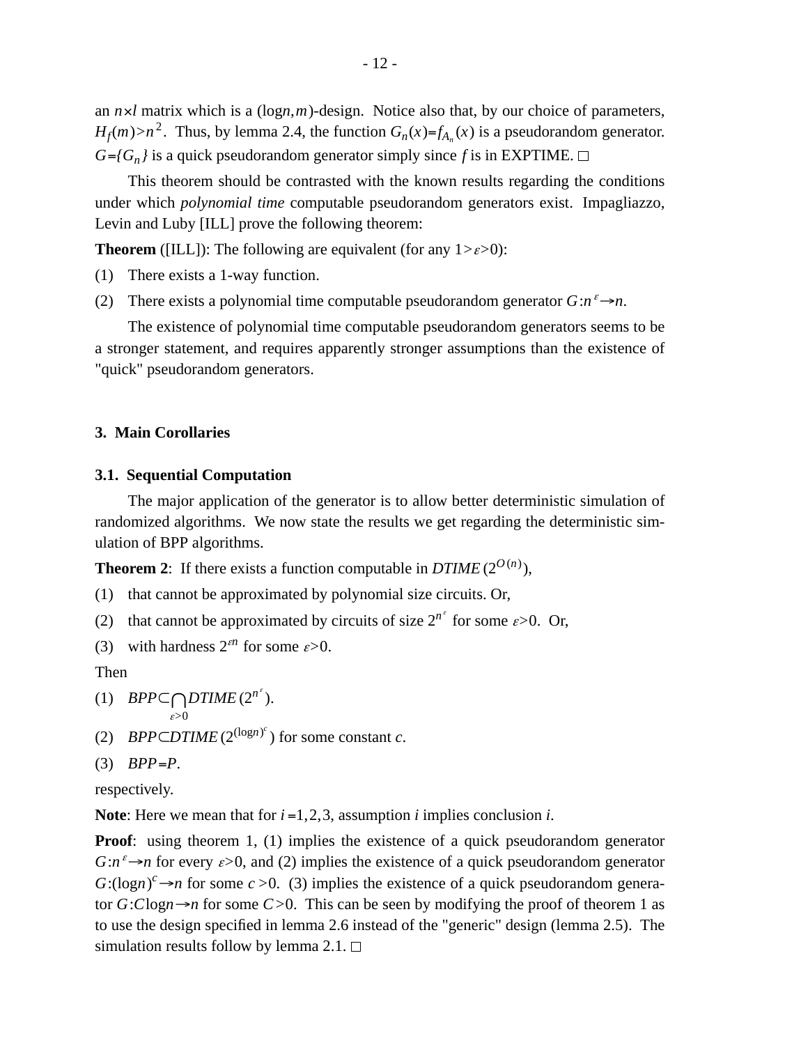an $n \times l$ matrix which is a $(\log n, m)$-design. Notice also that, by our choice of parameters, $H_f(m) > n^2$. Thus, by lemma 2.4, the function $G_n(x) = f_{A_n}(x)$ is a pseudorandom generator. $G = \{G_n\}$ is a quick pseudorandom generator simply since $f$ is in EXPTIME. □

This theorem should be contrasted with the known results regarding the conditions under which *polynomial time* computable pseudorandom generators exist. Impagliazzo, Levin and Luby [ILL] prove the following theorem:

**Theorem** ([ILL]): The following are equivalent (for any $1 > \varepsilon > 0$):

(1) There exists a 1-way function.

(2) There exists a polynomial time computable pseudorandom generator $G : n^{\varepsilon} \rightarrow n$.

The existence of polynomial time computable pseudorandom generators seems to be a stronger statement, and requires apparently stronger assumptions than the existence of "quick" pseudorandom generators.

## 3. Main Corollaries

### 3.1. Sequential Computation

The major application of the generator is to allow better deterministic simulation of randomized algorithms. We now state the results we get regarding the deterministic simulation of BPP algorithms.

**Theorem 2**: If there exists a function computable in $DTIME(2^{O(n)})$,

(1) that cannot be approximated by polynomial size circuits. Or,

(2) that cannot be approximated by circuits of size $2^{n^{\varepsilon}}$ for some $\varepsilon > 0$. Or,

(3) with hardness $2^{\varepsilon n}$ for some $\varepsilon > 0$.

Then

(1) $BPP \subset \bigcap_{\varepsilon > 0} DTIME(2^{n^{\varepsilon}})$.

(2) $BPP \subset DTIME(2^{(\log n)^c})$ for some constant $c$.

(3) $BPP = P$.

respectively.

**Note**: Here we mean that for $i = 1, 2, 3$, assumption $i$ implies conclusion $i$.

**Proof**: using theorem 1, (1) implies the existence of a quick pseudorandom generator $G : n^{\varepsilon} \rightarrow n$ for every $\varepsilon > 0$, and (2) implies the existence of a quick pseudorandom generator $G : (\log n)^c \rightarrow n$ for some $c > 0$. (3) implies the existence of a quick pseudorandom generator $G : C \log n \rightarrow n$ for some $C > 0$. This can be seen by modifying the proof of theorem 1 as to use the design specified in lemma 2.6 instead of the "generic" design (lemma 2.5). The simulation results follow by lemma 2.1. □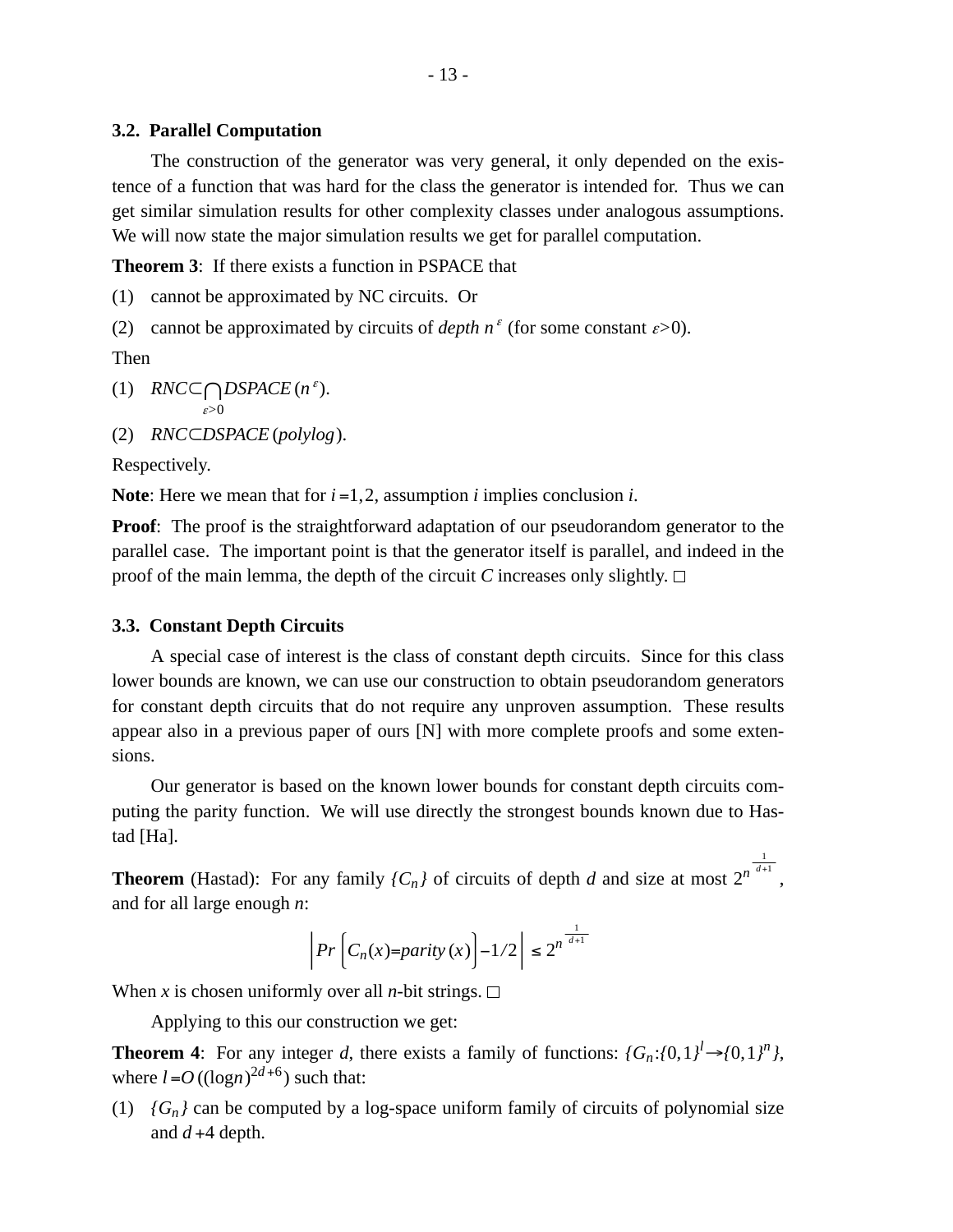### 3.2. Parallel Computation

The construction of the generator was very general, it only depended on the existence of a function that was hard for the class the generator is intended for. Thus we can get similar simulation results for other complexity classes under analogous assumptions. We will now state the major simulation results we get for parallel computation.

**Theorem 3**: If there exists a function in PSPACE that

(1) cannot be approximated by NC circuits. Or

(2) cannot be approximated by circuits of *depth* $n^{\varepsilon}$ (for some constant $\varepsilon > 0$).

Then

(1) $RNC \subset \bigcap_{\varepsilon > 0} DSPACE(n^{\varepsilon})$.

(2) $RNC \subset DSPACE(polylog)$.

Respectively.

**Note**: Here we mean that for $i = 1, 2$, assumption $i$ implies conclusion $i$.

**Proof**: The proof is the straightforward adaptation of our pseudorandom generator to the parallel case. The important point is that the generator itself is parallel, and indeed in the proof of the main lemma, the depth of the circuit $C$ increases only slightly. □

### 3.3. Constant Depth Circuits

A special case of interest is the class of constant depth circuits. Since for this class lower bounds are known, we can use our construction to obtain pseudorandom generators for constant depth circuits that do not require any unproven assumption. These results appear also in a previous paper of ours [N] with more complete proofs and some extensions.

Our generator is based on the known lower bounds for constant depth circuits computing the parity function. We will use directly the strongest bounds known due to Hastad [Ha].

**Theorem** (Hastad): For any family $\{C_n\}$ of circuits of depth $d$ and size at most $2^{n^{\frac{1}{d+1}}}$, and for all large enough $n$:

$$\left| Pr\left( C_n(x) = parity(x) \right) - 1/2 \right| \leq 2^{n^{-\frac{1}{d+1}}}$$

When $x$ is chosen uniformly over all $n$-bit strings. □

Applying to this our construction we get:

**Theorem 4**: For any integer $d$, there exists a family of functions: $\{G_n : \{0,1\}^l \rightarrow \{0,1\}^n\}$, where $l = O((\log n)^{2d+6})$ such that:

(1) $\{G_n\}$ can be computed by a log-space uniform family of circuits of polynomial size and $d+4$ depth.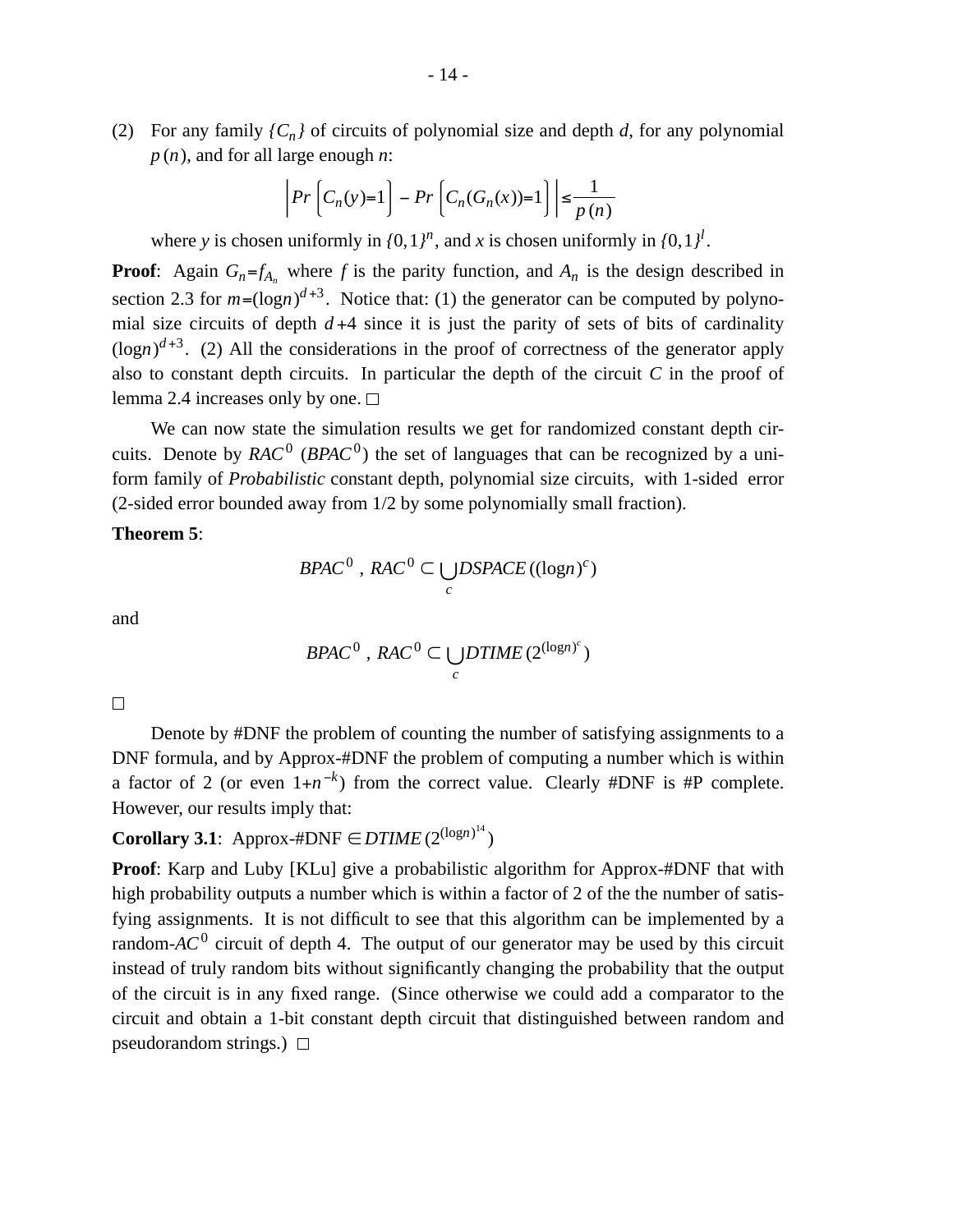(2) For any family $\{C_n\}$ of circuits of polynomial size and depth $d$, for any polynomial $p(n)$, and for all large enough $n$:

$$\left| Pr\left[C_n(y)=1\right] - Pr\left[C_n(G_n(x))=1\right] \right| \leq \frac{1}{p(n)}$$

where $y$ is chosen uniformly in $\{0,1\}^n$, and $x$ is chosen uniformly in $\{0,1\}^l$.

**Proof**: Again $G_n = f_{A_n}$ where $f$ is the parity function, and $A_n$ is the design described in section 2.3 for $m = (\log n)^{d+3}$. Notice that: (1) the generator can be computed by polynomial size circuits of depth $d+4$ since it is just the parity of sets of bits of cardinality $(\log n)^{d+3}$. (2) All the considerations in the proof of correctness of the generator apply also to constant depth circuits. In particular the depth of the circuit $C$ in the proof of lemma 2.4 increases only by one. □

We can now state the simulation results we get for randomized constant depth circuits. Denote by $RAC^0$ ($BPAC^0$) the set of languages that can be recognized by a uniform family of *Probabilistic* constant depth, polynomial size circuits, with 1-sided error (2-sided error bounded away from 1/2 by some polynomially small fraction).

**Theorem 5**:

$$BPAC^0 \text{ , } RAC^0 \subset \bigcup_c DSPACE((\log n)^c)$$

and

$$BPAC^0 \text{ , } RAC^0 \subset \bigcup_c DTIME(2^{(\log n)^c})$$

□

Denote by #DNF the problem of counting the number of satisfying assignments to a DNF formula, and by Approx-#DNF the problem of computing a number which is within a factor of 2 (or even $1+n^{-k}$) from the correct value. Clearly #DNF is #P complete. However, our results imply that:

**Corollary 3.1**: Approx-#DNF $\in DTIME(2^{(\log n)^{14}})$

**Proof**: Karp and Luby [KLu] give a probabilistic algorithm for Approx-#DNF that with high probability outputs a number which is within a factor of 2 of the the number of satisfying assignments. It is not difficult to see that this algorithm can be implemented by a random-$AC^0$ circuit of depth 4. The output of our generator may be used by this circuit instead of truly random bits without significantly changing the probability that the output of the circuit is in any fixed range. (Since otherwise we could add a comparator to the circuit and obtain a 1-bit constant depth circuit that distinguished between random and pseudorandom strings.) □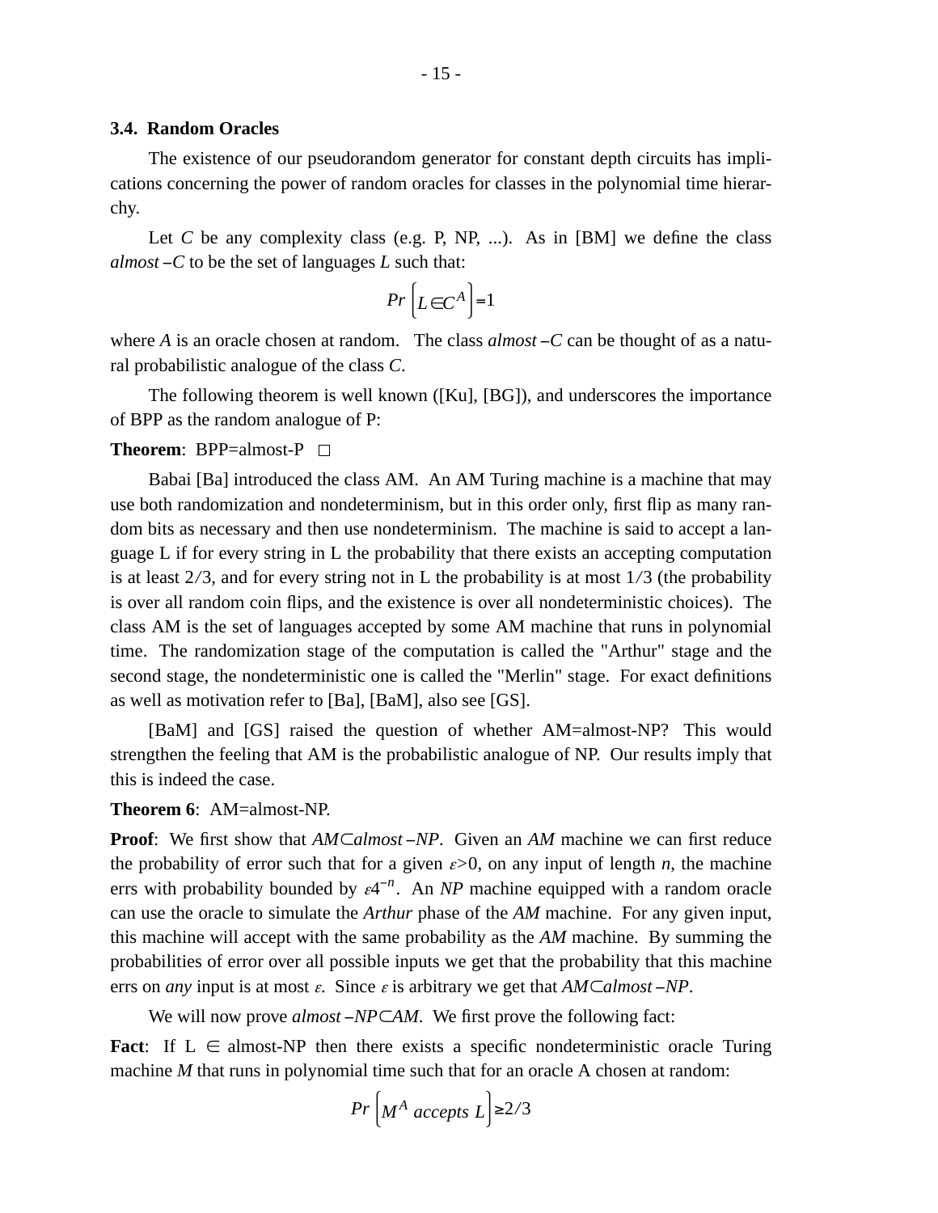### 3.4. Random Oracles

The existence of our pseudorandom generator for constant depth circuits has implications concerning the power of random oracles for classes in the polynomial time hierarchy.

Let $C$ be any complexity class (e.g. P, NP, ...). As in [BM] we define the class $almost-C$ to be the set of languages $L$ such that:

$$Pr\left[L \in C^A\right] = 1$$

where $A$ is an oracle chosen at random. The class $almost-C$ can be thought of as a natural probabilistic analogue of the class $C$.

The following theorem is well known ([Ku], [BG]), and underscores the importance of BPP as the random analogue of P:

**Theorem**: BPP=almost-P □

Babai [Ba] introduced the class AM. An AM Turing machine is a machine that may use both randomization and nondeterminism, but in this order only, first flip as many random bits as necessary and then use nondeterminism. The machine is said to accept a language L if for every string in L the probability that there exists an accepting computation is at least $2/3$, and for every string not in L the probability is at most $1/3$ (the probability is over all random coin flips, and the existence is over all nondeterministic choices). The class AM is the set of languages accepted by some AM machine that runs in polynomial time. The randomization stage of the computation is called the "Arthur" stage and the second stage, the nondeterministic one is called the "Merlin" stage. For exact definitions as well as motivation refer to [Ba], [BaM], also see [GS].

[BaM] and [GS] raised the question of whether AM=almost-NP? This would strengthen the feeling that AM is the probabilistic analogue of NP. Our results imply that this is indeed the case.

**Theorem 6**: AM=almost-NP.

**Proof**: We first show that $AM \subset almost-NP$. Given an *AM* machine we can first reduce the probability of error such that for a given $\varepsilon > 0$, on any input of length $n$, the machine errs with probability bounded by $\varepsilon 4^{-n}$. An *NP* machine equipped with a random oracle can use the oracle to simulate the *Arthur* phase of the *AM* machine. For any given input, this machine will accept with the same probability as the *AM* machine. By summing the probabilities of error over all possible inputs we get that the probability that this machine errs on *any* input is at most $\varepsilon$. Since $\varepsilon$ is arbitrary we get that $AM \subset almost-NP$.

We will now prove $almost-NP \subset AM$. We first prove the following fact:

**Fact**: If L $\in$ almost-NP then there exists a specific nondeterministic oracle Turing machine $M$ that runs in polynomial time such that for an oracle A chosen at random:

$$Pr\left[M^A \text{ accepts } L\right] \geq 2/3$$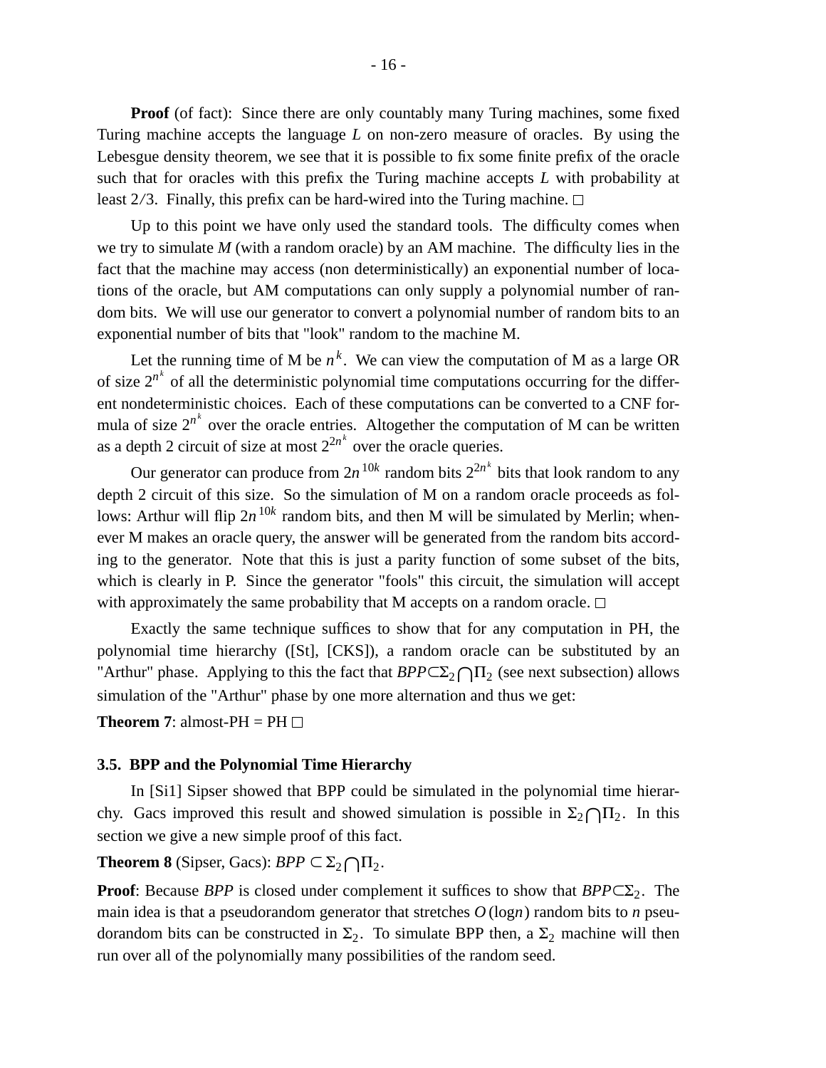**Proof** (of fact): Since there are only countably many Turing machines, some fixed Turing machine accepts the language $L$ on non-zero measure of oracles. By using the Lebesgue density theorem, we see that it is possible to fix some finite prefix of the oracle such that for oracles with this prefix the Turing machine accepts $L$ with probability at least $2/3$. Finally, this prefix can be hard-wired into the Turing machine. □

Up to this point we have only used the standard tools. The difficulty comes when we try to simulate $M$ (with a random oracle) by an AM machine. The difficulty lies in the fact that the machine may access (non deterministically) an exponential number of locations of the oracle, but AM computations can only supply a polynomial number of random bits. We will use our generator to convert a polynomial number of random bits to an exponential number of bits that "look" random to the machine M.

Let the running time of M be $n^k$. We can view the computation of M as a large OR of size $2^{n^k}$ of all the deterministic polynomial time computations occurring for the different nondeterministic choices. Each of these computations can be converted to a CNF formula of size $2^{n^k}$ over the oracle entries. Altogether the computation of M can be written as a depth 2 circuit of size at most $2^{2n^k}$ over the oracle queries.

Our generator can produce from $2n^{10k}$ random bits $2^{2n^k}$ bits that look random to any depth 2 circuit of this size. So the simulation of M on a random oracle proceeds as follows: Arthur will flip $2n^{10k}$ random bits, and then M will be simulated by Merlin; whenever M makes an oracle query, the answer will be generated from the random bits according to the generator. Note that this is just a parity function of some subset of the bits, which is clearly in P. Since the generator "fools" this circuit, the simulation will accept with approximately the same probability that M accepts on a random oracle. □

Exactly the same technique suffices to show that for any computation in PH, the polynomial time hierarchy ([St], [CKS]), a random oracle can be substituted by an "Arthur" phase. Applying to this the fact that $BPP \subset \Sigma_2 \bigcap \Pi_2$ (see next subsection) allows simulation of the "Arthur" phase by one more alternation and thus we get:

**Theorem 7**: almost-PH = PH □

### 3.5. BPP and the Polynomial Time Hierarchy

In [Si1] Sipser showed that BPP could be simulated in the polynomial time hierarchy. Gacs improved this result and showed simulation is possible in $\Sigma_2 \bigcap \Pi_2$. In this section we give a new simple proof of this fact.

**Theorem 8** (Sipser, Gacs): $BPP \subset \Sigma_2 \bigcap \Pi_2$.

**Proof**: Because $BPP$ is closed under complement it suffices to show that $BPP \subset \Sigma_2$. The main idea is that a pseudorandom generator that stretches $O(\log n)$ random bits to $n$ pseudorandom bits can be constructed in $\Sigma_2$. To simulate BPP then, a $\Sigma_2$ machine will then run over all of the polynomially many possibilities of the random seed.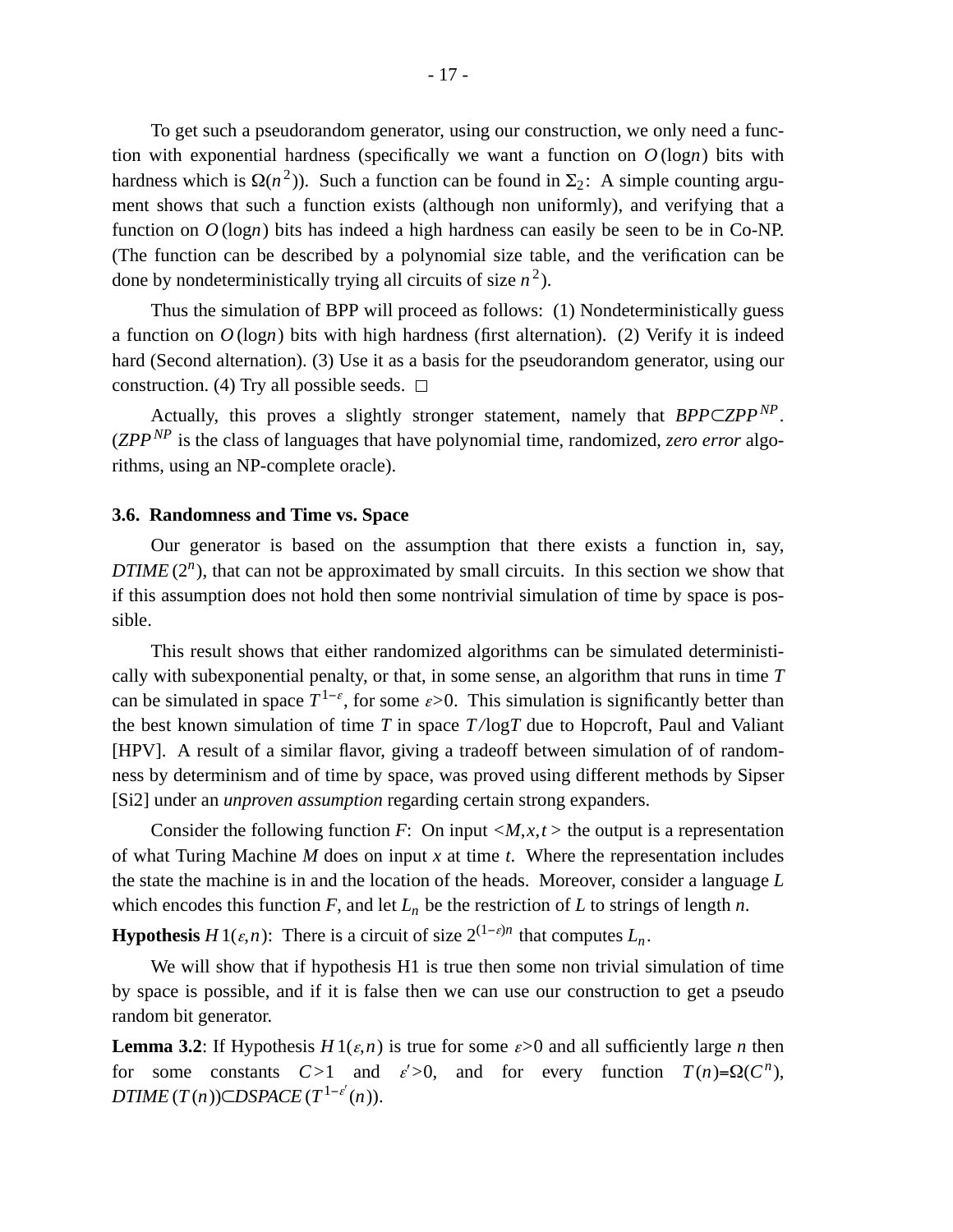To get such a pseudorandom generator, using our construction, we only need a function with exponential hardness (specifically we want a function on $O(\log n)$ bits with hardness which is $\Omega(n^2)$). Such a function can be found in $\Sigma_2$: A simple counting argument shows that such a function exists (although non uniformly), and verifying that a function on $O(\log n)$ bits has indeed a high hardness can easily be seen to be in Co-NP. (The function can be described by a polynomial size table, and the verification can be done by nondeterministically trying all circuits of size $n^2$).

Thus the simulation of BPP will proceed as follows: (1) Nondeterministically guess a function on $O(\log n)$ bits with high hardness (first alternation). (2) Verify it is indeed hard (Second alternation). (3) Use it as a basis for the pseudorandom generator, using our construction. (4) Try all possible seeds. □

Actually, this proves a slightly stronger statement, namely that $BPP \subset ZPP^{NP}$. ($ZPP^{NP}$ is the class of languages that have polynomial time, randomized, *zero error* algorithms, using an NP-complete oracle).

### 3.6. Randomness and Time vs. Space

Our generator is based on the assumption that there exists a function in, say, $DTIME(2^n)$, that can not be approximated by small circuits. In this section we show that if this assumption does not hold then some nontrivial simulation of time by space is possible.

This result shows that either randomized algorithms can be simulated deterministically with subexponential penalty, or that, in some sense, an algorithm that runs in time $T$ can be simulated in space $T^{1-\varepsilon}$, for some $\varepsilon > 0$. This simulation is significantly better than the best known simulation of time $T$ in space $T/\log T$ due to Hopcroft, Paul and Valiant [HPV]. A result of a similar flavor, giving a tradeoff between simulation of of randomness by determinism and of time by space, was proved using different methods by Sipser [Si2] under an *unproven assumption* regarding certain strong expanders.

Consider the following function $F$: On input $<M,x,t>$ the output is a representation of what Turing Machine $M$ does on input $x$ at time $t$. Where the representation includes the state the machine is in and the location of the heads. Moreover, consider a language $L$ which encodes this function $F$, and let $L_n$ be the restriction of $L$ to strings of length $n$.

**Hypothesis** $H1(\varepsilon, n)$: There is a circuit of size $2^{(1-\varepsilon)n}$ that computes $L_n$.

We will show that if hypothesis H1 is true then some non trivial simulation of time by space is possible, and if it is false then we can use our construction to get a pseudo random bit generator.

**Lemma 3.2**: If Hypothesis $H1(\varepsilon, n)$ is true for some $\varepsilon > 0$ and all sufficiently large $n$ then for some constants $C > 1$ and $\varepsilon' > 0$, and for every function $T(n) = \Omega(C^n)$, $DTIME(T(n)) \subset DSPACE(T^{1-\varepsilon'}(n))$.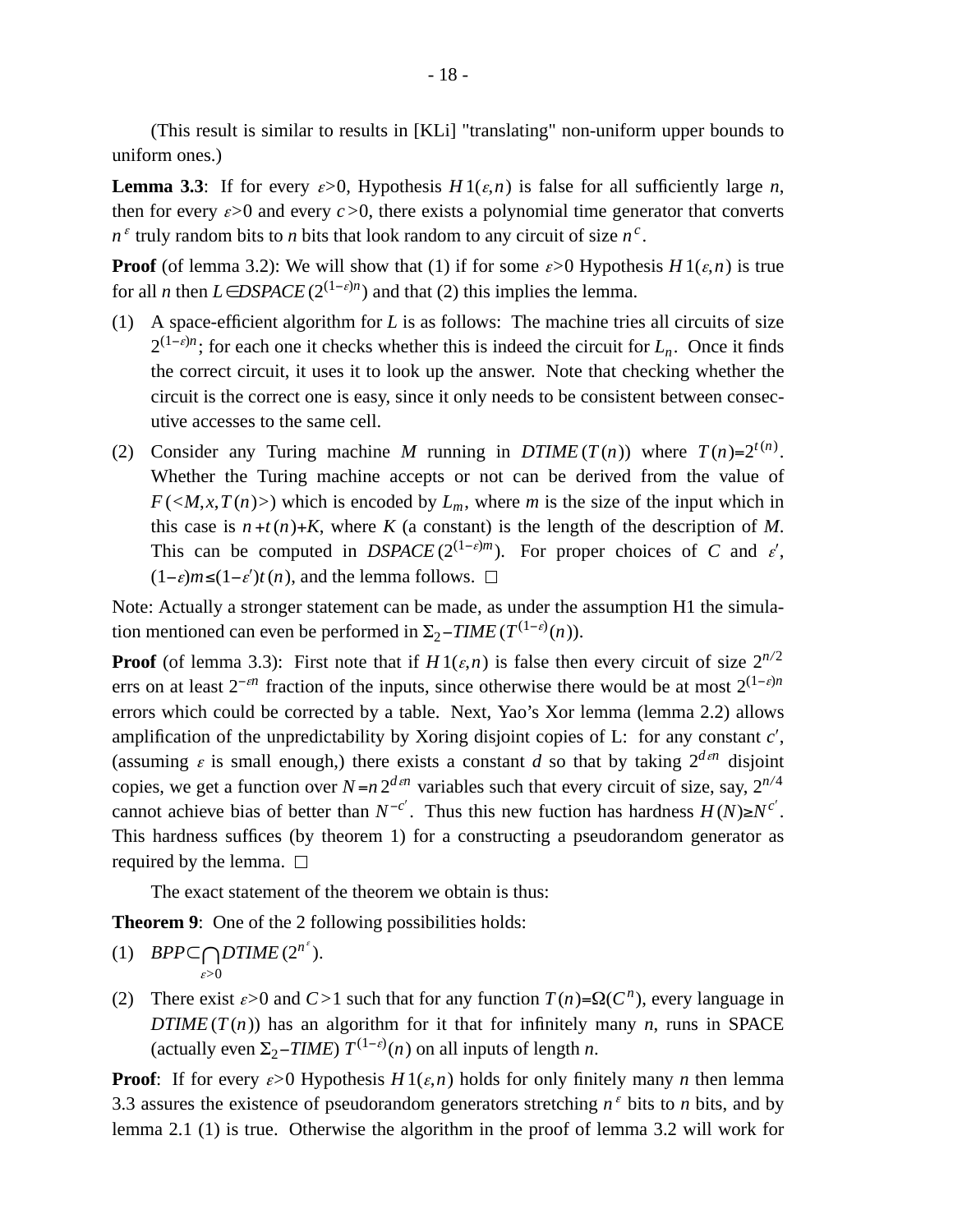(This result is similar to results in [KLi] "translating" non-uniform upper bounds to uniform ones.)

**Lemma 3.3**: If for every $\varepsilon>0$, Hypothesis $H1(\varepsilon,n)$ is false for all sufficiently large $n$, then for every $\varepsilon>0$ and every $c>0$, there exists a polynomial time generator that converts $n^{\varepsilon}$ truly random bits to $n$ bits that look random to any circuit of size $n^{c}$.

**Proof** (of lemma 3.2): We will show that (1) if for some $\varepsilon>0$ Hypothesis $H1(\varepsilon,n)$ is true for all $n$ then $L \in DSPACE(2^{(1-\varepsilon)n})$ and that (2) this implies the lemma.

(1) A space-efficient algorithm for $L$ is as follows: The machine tries all circuits of size $2^{(1-\varepsilon)n}$; for each one it checks whether this is indeed the circuit for $L_n$. Once it finds the correct circuit, it uses it to look up the answer. Note that checking whether the circuit is the correct one is easy, since it only needs to be consistent between consecutive accesses to the same cell.

(2) Consider any Turing machine $M$ running in $DTIME(T(n))$ where $T(n)=2^{t(n)}$. Whether the Turing machine accepts or not can be derived from the value of $F(<M,x,T(n)>)$ which is encoded by $L_m$, where $m$ is the size of the input which in this case is $n+t(n)+K$, where $K$ (a constant) is the length of the description of $M$. This can be computed in $DSPACE(2^{(1-\varepsilon)m})$. For proper choices of $C$ and $\varepsilon'$, $(1-\varepsilon)m \le (1-\varepsilon')t(n)$, and the lemma follows. □

Note: Actually a stronger statement can be made, as under the assumption H1 the simulation mentioned can even be performed in $\Sigma_2-TIME(T^{(1-\varepsilon)}(n))$.

**Proof** (of lemma 3.3): First note that if $H1(\varepsilon,n)$ is false then every circuit of size $2^{n/2}$ errs on at least $2^{-\varepsilon n}$ fraction of the inputs, since otherwise there would be at most $2^{(1-\varepsilon)n}$ errors which could be corrected by a table. Next, Yao's Xor lemma (lemma 2.2) allows amplification of the unpredictability by Xoring disjoint copies of L: for any constant $c'$, (assuming $\varepsilon$ is small enough,) there exists a constant $d$ so that by taking $2^{d\varepsilon n}$ disjoint copies, we get a function over $N=n2^{d\varepsilon n}$ variables such that every circuit of size, say, $2^{n/4}$ cannot achieve bias of better than $N^{-c'}$. Thus this new fuction has hardness $H(N) \ge N^{c'}$. This hardness suffices (by theorem 1) for a constructing a pseudorandom generator as required by the lemma. □

The exact statement of the theorem we obtain is thus:

**Theorem 9**: One of the 2 following possibilities holds:

(1) $BPP \subset \bigcap_{\varepsilon>0} DTIME(2^{n^{\varepsilon}})$.

(2) There exist $\varepsilon>0$ and $C>1$ such that for any function $T(n)=\Omega(C^n)$, every language in $DTIME(T(n))$ has an algorithm for it that for infinitely many $n$, runs in SPACE (actually even $\Sigma_2-TIME$) $T^{(1-\varepsilon)}(n)$ on all inputs of length $n$.

**Proof**: If for every $\varepsilon>0$ Hypothesis $H1(\varepsilon,n)$ holds for only finitely many $n$ then lemma 3.3 assures the existence of pseudorandom generators stretching $n^{\varepsilon}$ bits to $n$ bits, and by lemma 2.1 (1) is true. Otherwise the algorithm in the proof of lemma 3.2 will work for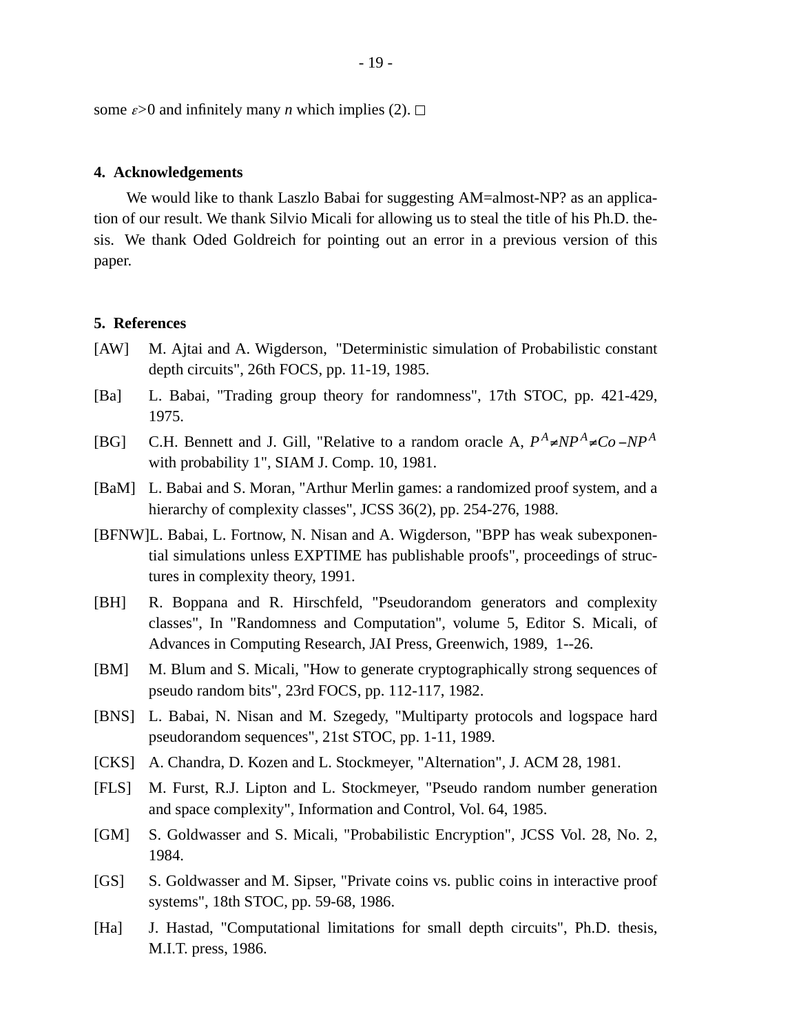some $\varepsilon>0$ and infinitely many $n$ which implies (2). □

## 4. Acknowledgements

We would like to thank Laszlo Babai for suggesting AM=almost-NP? as an application of our result. We thank Silvio Micali for allowing us to steal the title of his Ph.D. thesis. We thank Oded Goldreich for pointing out an error in a previous version of this paper.

## 5. References

[AW] M. Ajtai and A. Wigderson, "Deterministic simulation of Probabilistic constant depth circuits", 26th FOCS, pp. 11-19, 1985.

[Ba] L. Babai, "Trading group theory for randomness", 17th STOC, pp. 421-429, 1975.

[BG] C.H. Bennett and J. Gill, "Relative to a random oracle A, $P^A \neq NP^A \neq Co-NP^A$ with probability 1", SIAM J. Comp. 10, 1981.

[BaM] L. Babai and S. Moran, "Arthur Merlin games: a randomized proof system, and a hierarchy of complexity classes", JCSS 36(2), pp. 254-276, 1988.

[BFNW] L. Babai, L. Fortnow, N. Nisan and A. Wigderson, "BPP has weak subexponential simulations unless EXPTIME has publishable proofs", proceedings of structures in complexity theory, 1991.

[BH] R. Boppana and R. Hirschfeld, "Pseudorandom generators and complexity classes", In "Randomness and Computation", volume 5, Editor S. Micali, of Advances in Computing Research, JAI Press, Greenwich, 1989, 1--26.

[BM] M. Blum and S. Micali, "How to generate cryptographically strong sequences of pseudo random bits", 23rd FOCS, pp. 112-117, 1982.

[BNS] L. Babai, N. Nisan and M. Szegedy, "Multiparty protocols and logspace hard pseudorandom sequences", 21st STOC, pp. 1-11, 1989.

[CKS] A. Chandra, D. Kozen and L. Stockmeyer, "Alternation", J. ACM 28, 1981.

[FLS] M. Furst, R.J. Lipton and L. Stockmeyer, "Pseudo random number generation and space complexity", Information and Control, Vol. 64, 1985.

[GM] S. Goldwasser and S. Micali, "Probabilistic Encryption", JCSS Vol. 28, No. 2, 1984.

[GS] S. Goldwasser and M. Sipser, "Private coins vs. public coins in interactive proof systems", 18th STOC, pp. 59-68, 1986.

[Ha] J. Hastad, "Computational limitations for small depth circuits", Ph.D. thesis, M.I.T. press, 1986.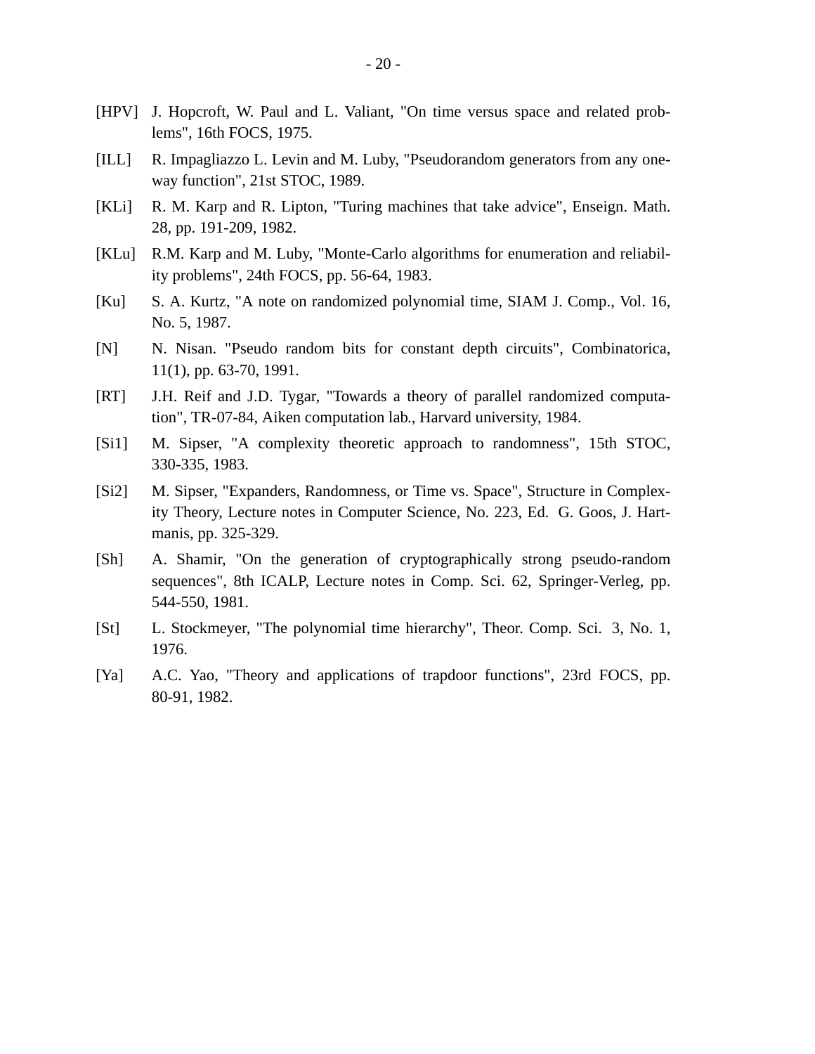[HPV] J. Hopcroft, W. Paul and L. Valiant, "On time versus space and related problems", 16th FOCS, 1975.

[ILL] R. Impagliazzo L. Levin and M. Luby, "Pseudorandom generators from any one-way function", 21st STOC, 1989.

[KLi] R. M. Karp and R. Lipton, "Turing machines that take advice", Enseign. Math. 28, pp. 191-209, 1982.

[KLu] R.M. Karp and M. Luby, "Monte-Carlo algorithms for enumeration and reliability problems", 24th FOCS, pp. 56-64, 1983.

[Ku] S. A. Kurtz, "A note on randomized polynomial time, SIAM J. Comp., Vol. 16, No. 5, 1987.

[N] N. Nisan. "Pseudo random bits for constant depth circuits", Combinatorica, 11(1), pp. 63-70, 1991.

[RT] J.H. Reif and J.D. Tygar, "Towards a theory of parallel randomized computation", TR-07-84, Aiken computation lab., Harvard university, 1984.

[Si1] M. Sipser, "A complexity theoretic approach to randomness", 15th STOC, 330-335, 1983.

[Si2] M. Sipser, "Expanders, Randomness, or Time vs. Space", Structure in Complexity Theory, Lecture notes in Computer Science, No. 223, Ed. G. Goos, J. Hartmanis, pp. 325-329.

[Sh] A. Shamir, "On the generation of cryptographically strong pseudo-random sequences", 8th ICALP, Lecture notes in Comp. Sci. 62, Springer-Verleg, pp. 544-550, 1981.

[St] L. Stockmeyer, "The polynomial time hierarchy", Theor. Comp. Sci. 3, No. 1, 1976.

[Ya] A.C. Yao, "Theory and applications of trapdoor functions", 23rd FOCS, pp. 80-91, 1982.